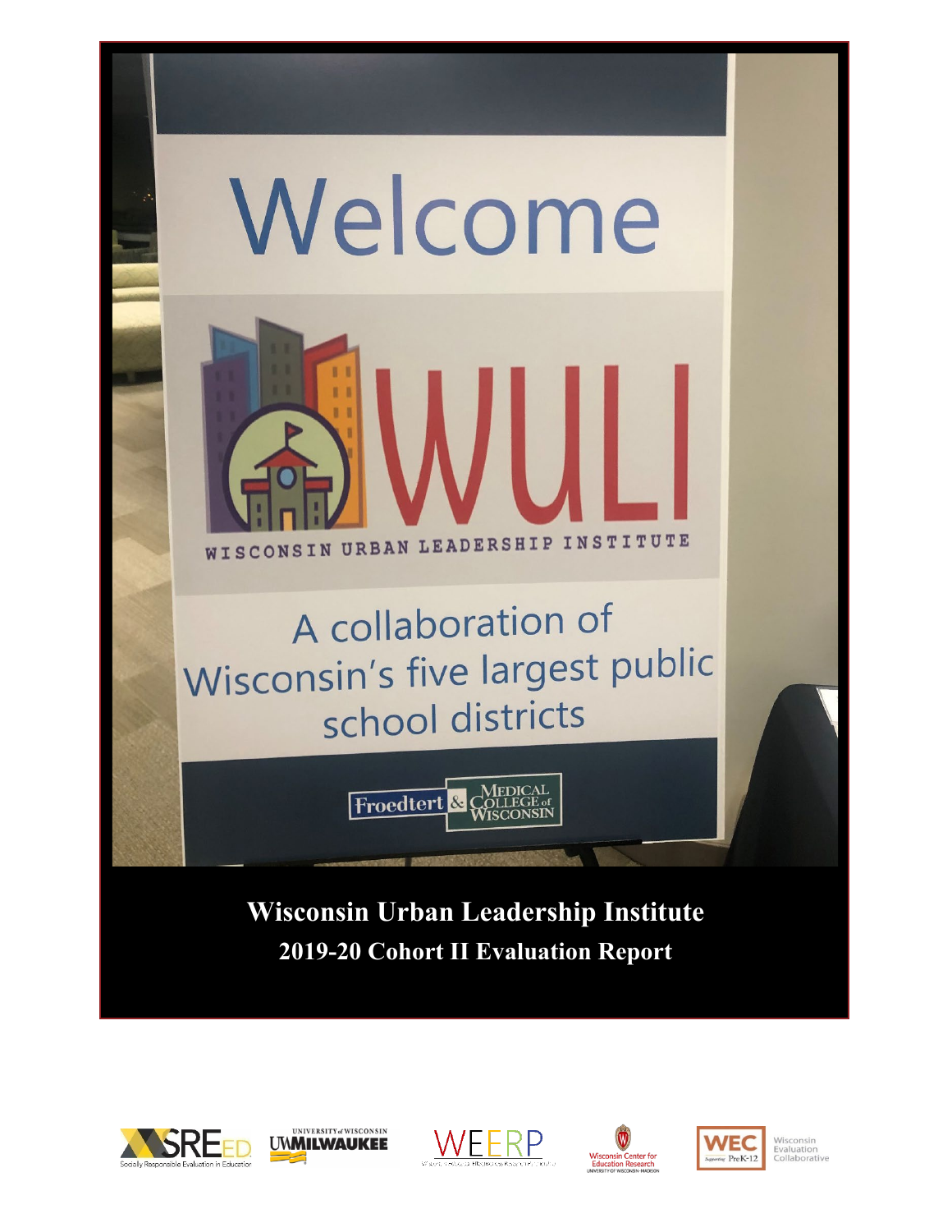# Wisconsin Urban Leadership Institute

## 2019-20 Cohort II Evaluation Report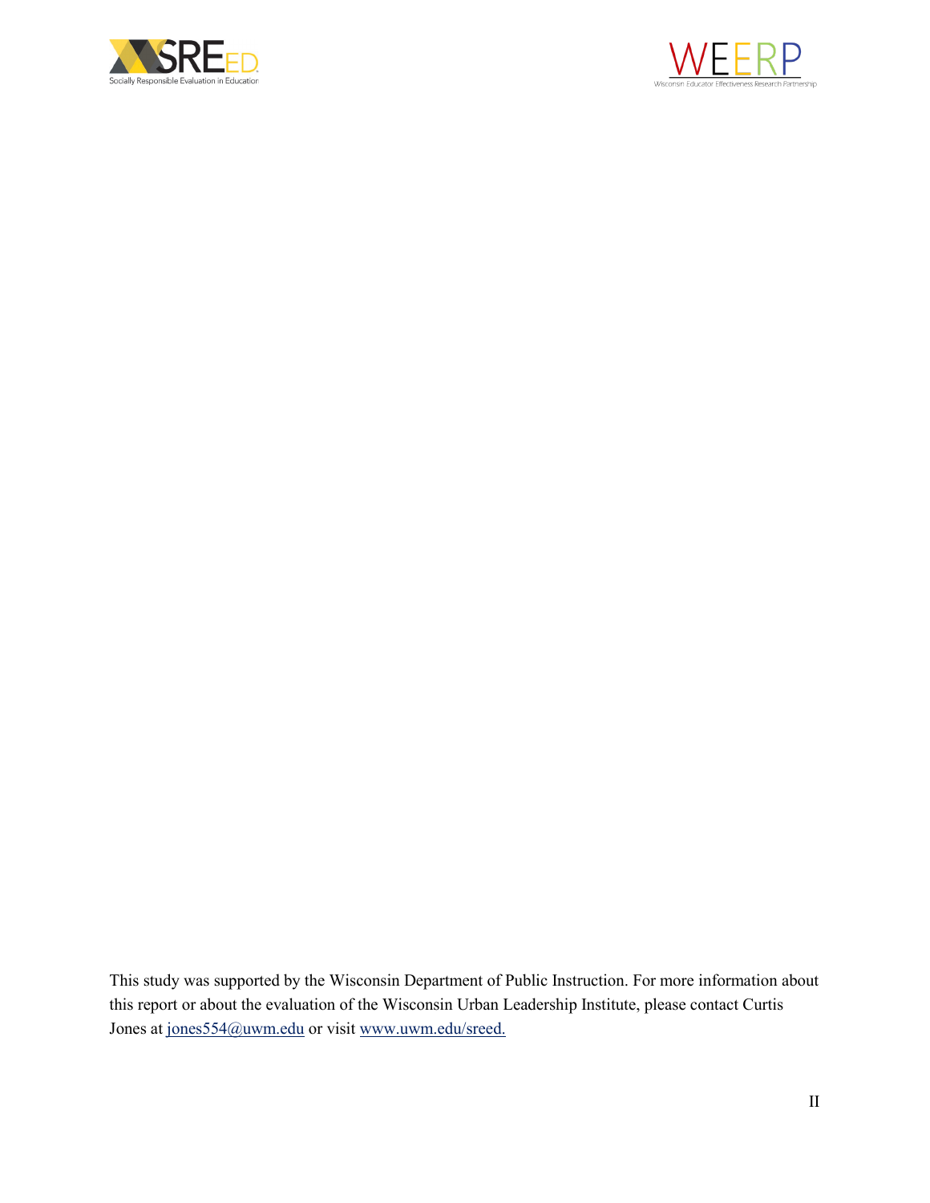This study was supported by the Wisconsin Department of Public Instruction. For more information about this report or about the evaluation of the Wisconsin Urban Leadership Institute, please contact Curtis Jones at jones554@uwm.edu or visit www.uwm.edu/sreed.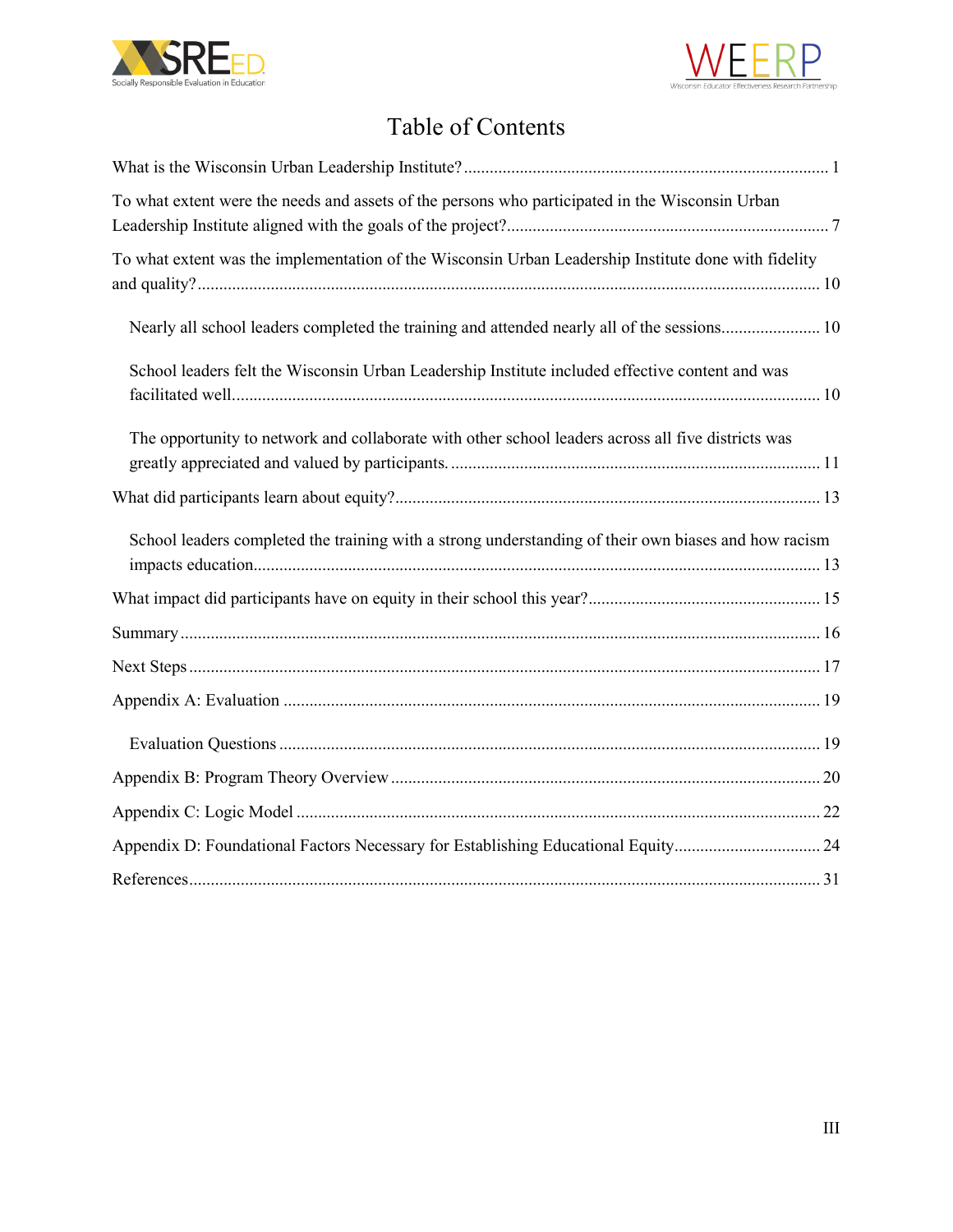# Table of Contents

What is the Wisconsin Urban Leadership Institute? ... 1

To what extent were the needs and assets of the persons who participated in the Wisconsin Urban Leadership Institute aligned with the goals of the project? ... 7

To what extent was the implementation of the Wisconsin Urban Leadership Institute done with fidelity and quality? ... 10

- Nearly all school leaders completed the training and attended nearly all of the sessions ... 10
- School leaders felt the Wisconsin Urban Leadership Institute included effective content and was facilitated well ... 10
- The opportunity to network and collaborate with other school leaders across all five districts was greatly appreciated and valued by participants ... 11

What did participants learn about equity? ... 13

- School leaders completed the training with a strong understanding of their own biases and how racism impacts education ... 13

What impact did participants have on equity in their school this year? ... 15

Summary ... 16

Next Steps ... 17

Appendix A: Evaluation ... 19

- Evaluation Questions ... 19

Appendix B: Program Theory Overview ... 20

Appendix C: Logic Model ... 22

Appendix D: Foundational Factors Necessary for Establishing Educational Equity ... 24

References ... 31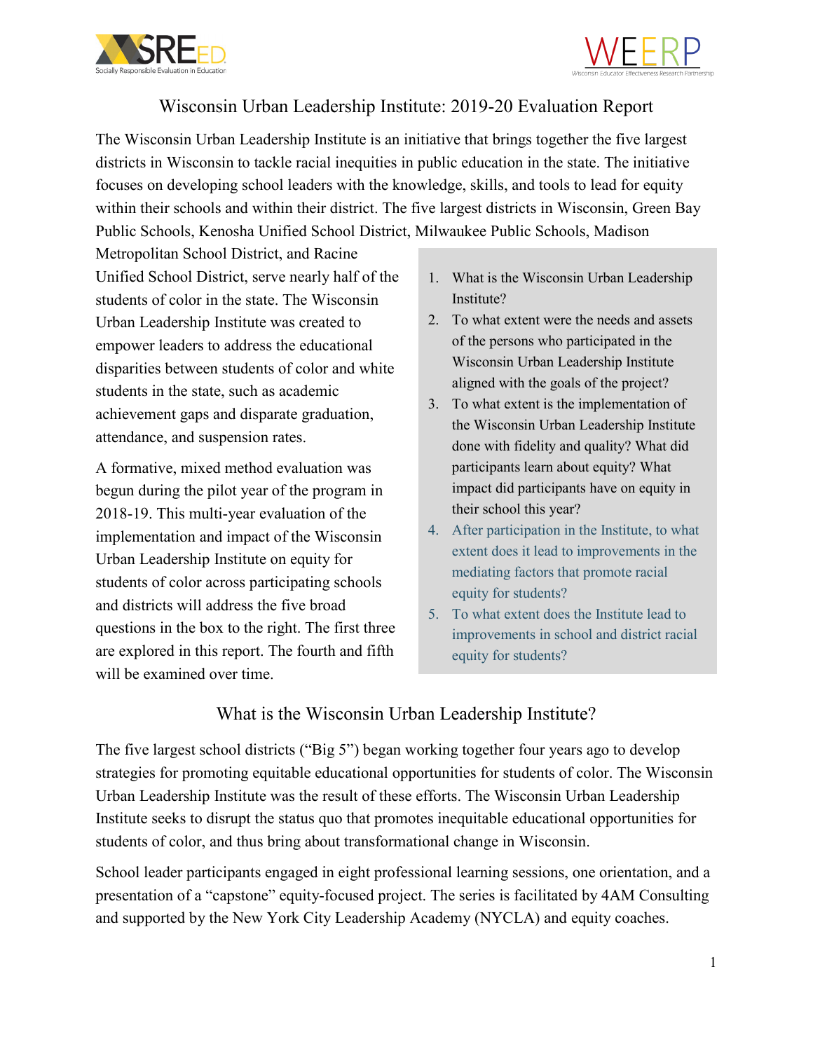# Wisconsin Urban Leadership Institute: 2019-20 Evaluation Report

The Wisconsin Urban Leadership Institute is an initiative that brings together the five largest districts in Wisconsin to tackle racial inequities in public education in the state. The initiative focuses on developing school leaders with the knowledge, skills, and tools to lead for equity within their schools and within their district. The five largest districts in Wisconsin, Green Bay Public Schools, Kenosha Unified School District, Milwaukee Public Schools, Madison Metropolitan School District, and Racine Unified School District, serve nearly half of the students of color in the state. The Wisconsin Urban Leadership Institute was created to empower leaders to address the educational disparities between students of color and white students in the state, such as academic achievement gaps and disparate graduation, attendance, and suspension rates.

A formative, mixed method evaluation was begun during the pilot year of the program in 2018-19. This multi-year evaluation of the implementation and impact of the Wisconsin Urban Leadership Institute on equity for students of color across participating schools and districts will address the five broad questions in the box to the right. The first three are explored in this report. The fourth and fifth will be examined over time.

1. What is the Wisconsin Urban Leadership Institute?
2. To what extent were the needs and assets of the persons who participated in the Wisconsin Urban Leadership Institute aligned with the goals of the project?
3. To what extent is the implementation of the Wisconsin Urban Leadership Institute done with fidelity and quality? What did participants learn about equity? What impact did participants have on equity in their school this year?
4. After participation in the Institute, to what extent does it lead to improvements in the mediating factors that promote racial equity for students?
5. To what extent does the Institute lead to improvements in school and district racial equity for students?

## What is the Wisconsin Urban Leadership Institute?

The five largest school districts ("Big 5") began working together four years ago to develop strategies for promoting equitable educational opportunities for students of color. The Wisconsin Urban Leadership Institute was the result of these efforts. The Wisconsin Urban Leadership Institute seeks to disrupt the status quo that promotes inequitable educational opportunities for students of color, and thus bring about transformational change in Wisconsin.

School leader participants engaged in eight professional learning sessions, one orientation, and a presentation of a "capstone" equity-focused project. The series is facilitated by 4AM Consulting and supported by the New York City Leadership Academy (NYCLA) and equity coaches.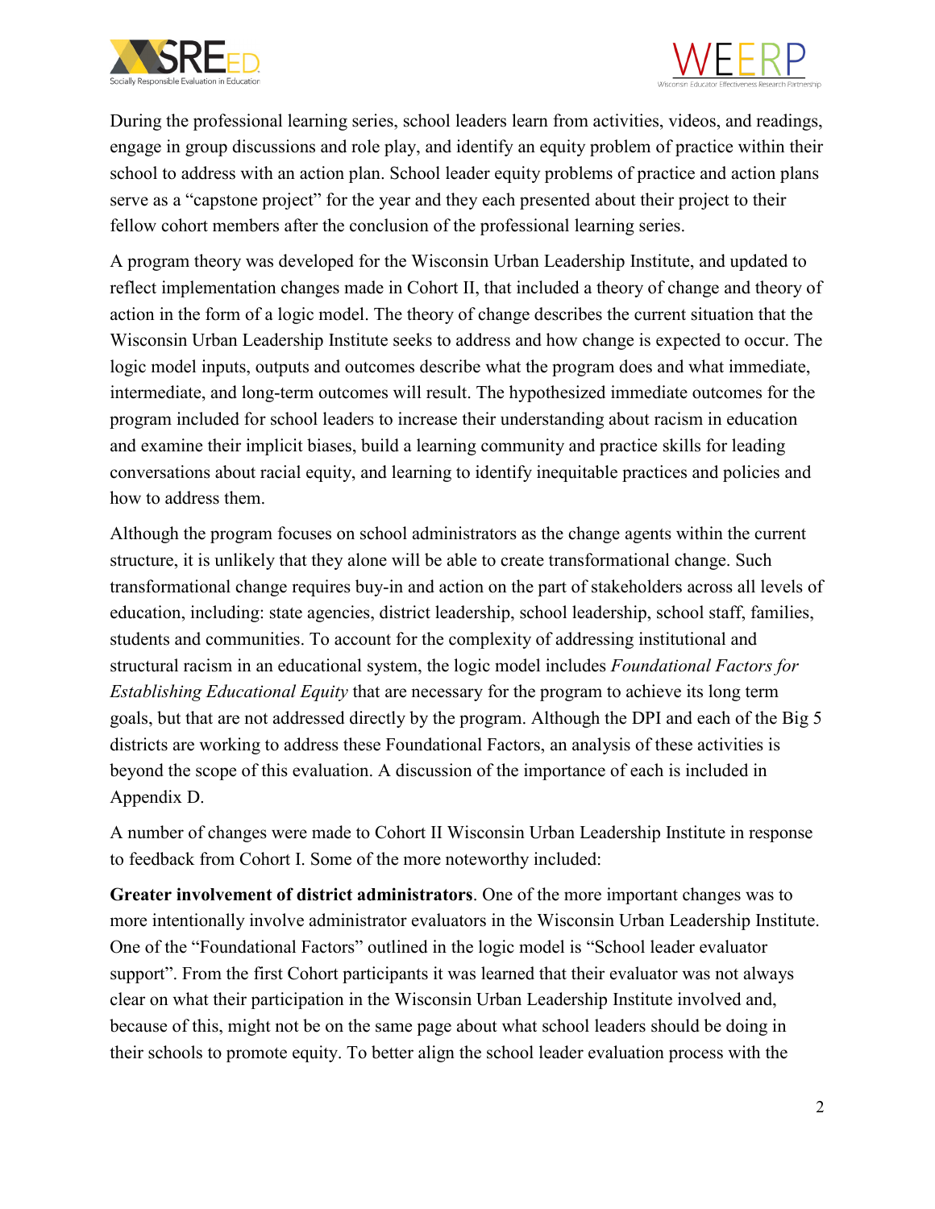During the professional learning series, school leaders learn from activities, videos, and readings, engage in group discussions and role play, and identify an equity problem of practice within their school to address with an action plan. School leader equity problems of practice and action plans serve as a "capstone project" for the year and they each presented about their project to their fellow cohort members after the conclusion of the professional learning series.

A program theory was developed for the Wisconsin Urban Leadership Institute, and updated to reflect implementation changes made in Cohort II, that included a theory of change and theory of action in the form of a logic model. The theory of change describes the current situation that the Wisconsin Urban Leadership Institute seeks to address and how change is expected to occur. The logic model inputs, outputs and outcomes describe what the program does and what immediate, intermediate, and long-term outcomes will result. The hypothesized immediate outcomes for the program included for school leaders to increase their understanding about racism in education and examine their implicit biases, build a learning community and practice skills for leading conversations about racial equity, and learning to identify inequitable practices and policies and how to address them.

Although the program focuses on school administrators as the change agents within the current structure, it is unlikely that they alone will be able to create transformational change. Such transformational change requires buy-in and action on the part of stakeholders across all levels of education, including: state agencies, district leadership, school leadership, school staff, families, students and communities. To account for the complexity of addressing institutional and structural racism in an educational system, the logic model includes *Foundational Factors for Establishing Educational Equity* that are necessary for the program to achieve its long term goals, but that are not addressed directly by the program. Although the DPI and each of the Big 5 districts are working to address these Foundational Factors, an analysis of these activities is beyond the scope of this evaluation. A discussion of the importance of each is included in Appendix D.

A number of changes were made to Cohort II Wisconsin Urban Leadership Institute in response to feedback from Cohort I. Some of the more noteworthy included:

**Greater involvement of district administrators**. One of the more important changes was to more intentionally involve administrator evaluators in the Wisconsin Urban Leadership Institute. One of the "Foundational Factors" outlined in the logic model is "School leader evaluator support". From the first Cohort participants it was learned that their evaluator was not always clear on what their participation in the Wisconsin Urban Leadership Institute involved and, because of this, might not be on the same page about what school leaders should be doing in their schools to promote equity. To better align the school leader evaluation process with the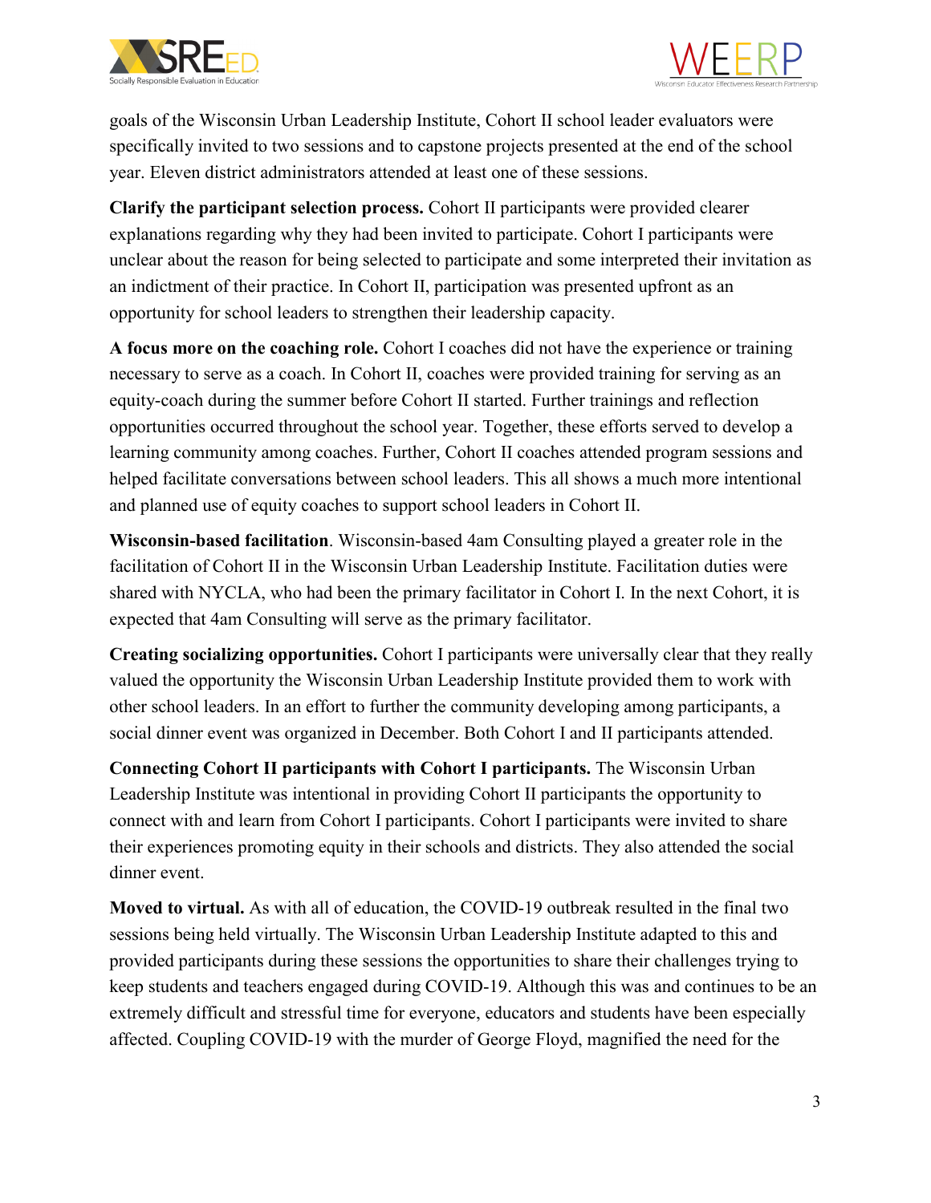goals of the Wisconsin Urban Leadership Institute, Cohort II school leader evaluators were specifically invited to two sessions and to capstone projects presented at the end of the school year. Eleven district administrators attended at least one of these sessions.

**Clarify the participant selection process.** Cohort II participants were provided clearer explanations regarding why they had been invited to participate. Cohort I participants were unclear about the reason for being selected to participate and some interpreted their invitation as an indictment of their practice. In Cohort II, participation was presented upfront as an opportunity for school leaders to strengthen their leadership capacity.

**A focus more on the coaching role.** Cohort I coaches did not have the experience or training necessary to serve as a coach. In Cohort II, coaches were provided training for serving as an equity-coach during the summer before Cohort II started. Further trainings and reflection opportunities occurred throughout the school year. Together, these efforts served to develop a learning community among coaches. Further, Cohort II coaches attended program sessions and helped facilitate conversations between school leaders. This all shows a much more intentional and planned use of equity coaches to support school leaders in Cohort II.

**Wisconsin-based facilitation**. Wisconsin-based 4am Consulting played a greater role in the facilitation of Cohort II in the Wisconsin Urban Leadership Institute. Facilitation duties were shared with NYCLA, who had been the primary facilitator in Cohort I. In the next Cohort, it is expected that 4am Consulting will serve as the primary facilitator.

**Creating socializing opportunities.** Cohort I participants were universally clear that they really valued the opportunity the Wisconsin Urban Leadership Institute provided them to work with other school leaders. In an effort to further the community developing among participants, a social dinner event was organized in December. Both Cohort I and II participants attended.

**Connecting Cohort II participants with Cohort I participants.** The Wisconsin Urban Leadership Institute was intentional in providing Cohort II participants the opportunity to connect with and learn from Cohort I participants. Cohort I participants were invited to share their experiences promoting equity in their schools and districts. They also attended the social dinner event.

**Moved to virtual.** As with all of education, the COVID-19 outbreak resulted in the final two sessions being held virtually. The Wisconsin Urban Leadership Institute adapted to this and provided participants during these sessions the opportunities to share their challenges trying to keep students and teachers engaged during COVID-19. Although this was and continues to be an extremely difficult and stressful time for everyone, educators and students have been especially affected. Coupling COVID-19 with the murder of George Floyd, magnified the need for the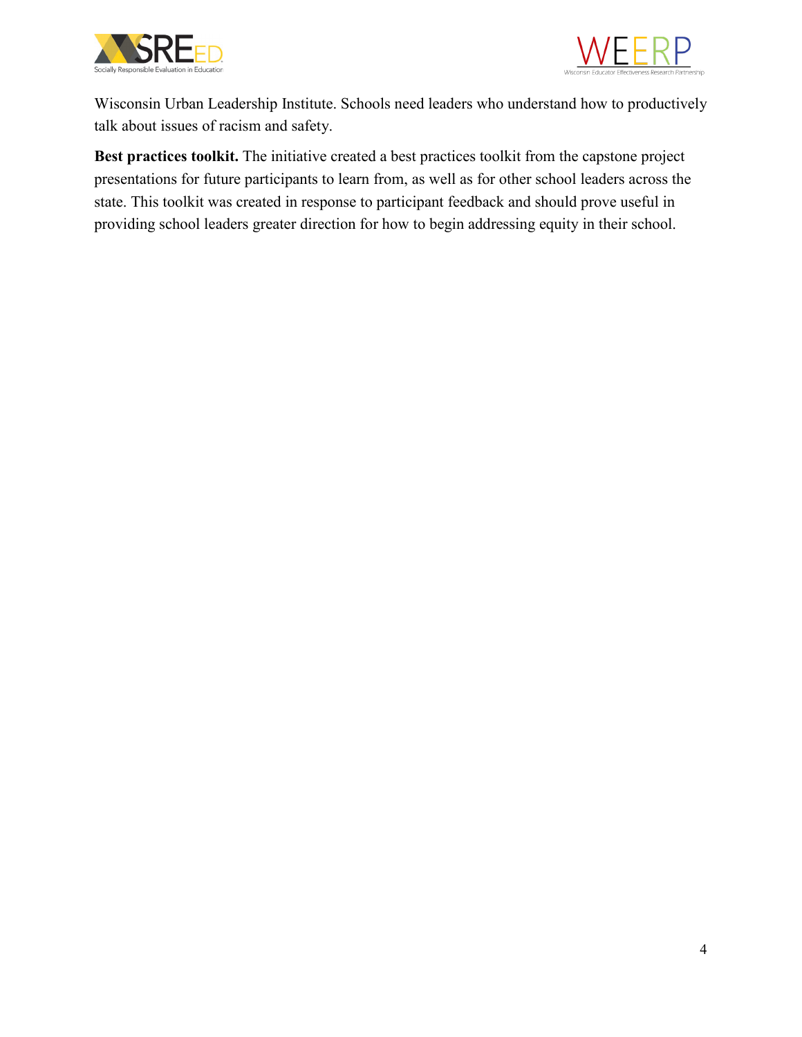Wisconsin Urban Leadership Institute. Schools need leaders who understand how to productively talk about issues of racism and safety.

**Best practices toolkit.** The initiative created a best practices toolkit from the capstone project presentations for future participants to learn from, as well as for other school leaders across the state. This toolkit was created in response to participant feedback and should prove useful in providing school leaders greater direction for how to begin addressing equity in their school.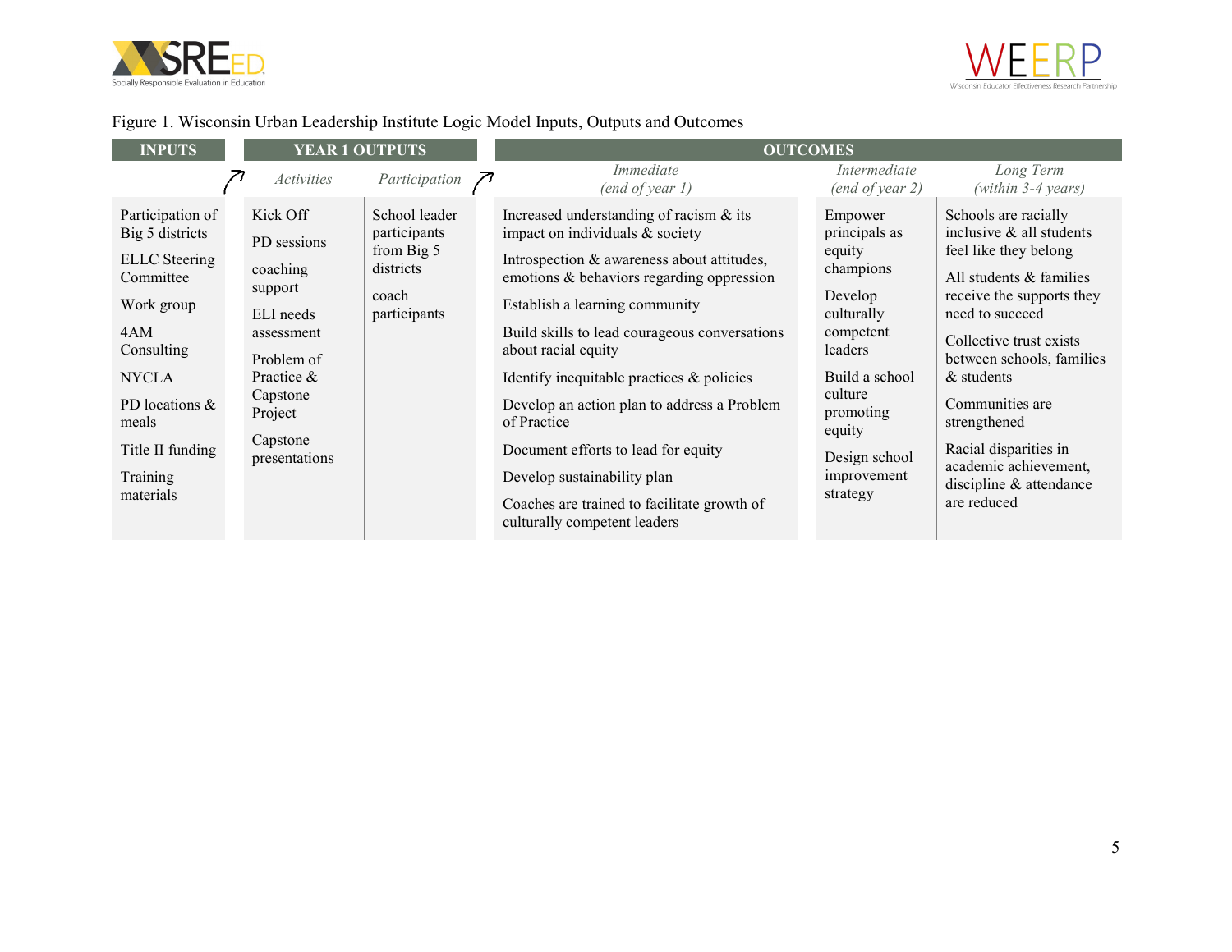Figure 1. Wisconsin Urban Leadership Institute Logic Model Inputs, Outputs and Outcomes

| INPUTS | YEAR 1 OUTPUTS | | OUTCOMES | | |
|---|---|---|---|---|---|
| | *Activities* | *Participation* | *Immediate (end of year 1)* | *Intermediate (end of year 2)* | *Long Term (within 3-4 years)* |
| Participation of Big 5 districts<br>ELLC Steering Committee<br>Work group<br>4AM Consulting<br>NYCLA<br>PD locations & meals<br>Title II funding<br>Training materials | Kick Off<br>PD sessions<br>coaching support<br>ELI needs assessment<br>Problem of Practice & Capstone Project<br>Capstone presentations | School leader participants from Big 5 districts<br>coach participants | Increased understanding of racism & its impact on individuals & society<br>Introspection & awareness about attitudes, emotions & behaviors regarding oppression<br>Establish a learning community<br>Build skills to lead courageous conversations about racial equity<br>Identify inequitable practices & policies<br>Develop an action plan to address a Problem of Practice<br>Document efforts to lead for equity<br>Develop sustainability plan<br>Coaches are trained to facilitate growth of culturally competent leaders | Empower principals as equity champions<br>Develop culturally competent leaders<br>Build a school culture promoting equity<br>Design school improvement strategy | Schools are racially inclusive & all students feel like they belong<br>All students & families receive the supports they need to succeed<br>Collective trust exists between schools, families & students<br>Communities are strengthened<br>Racial disparities in academic achievement, discipline & attendance are reduced |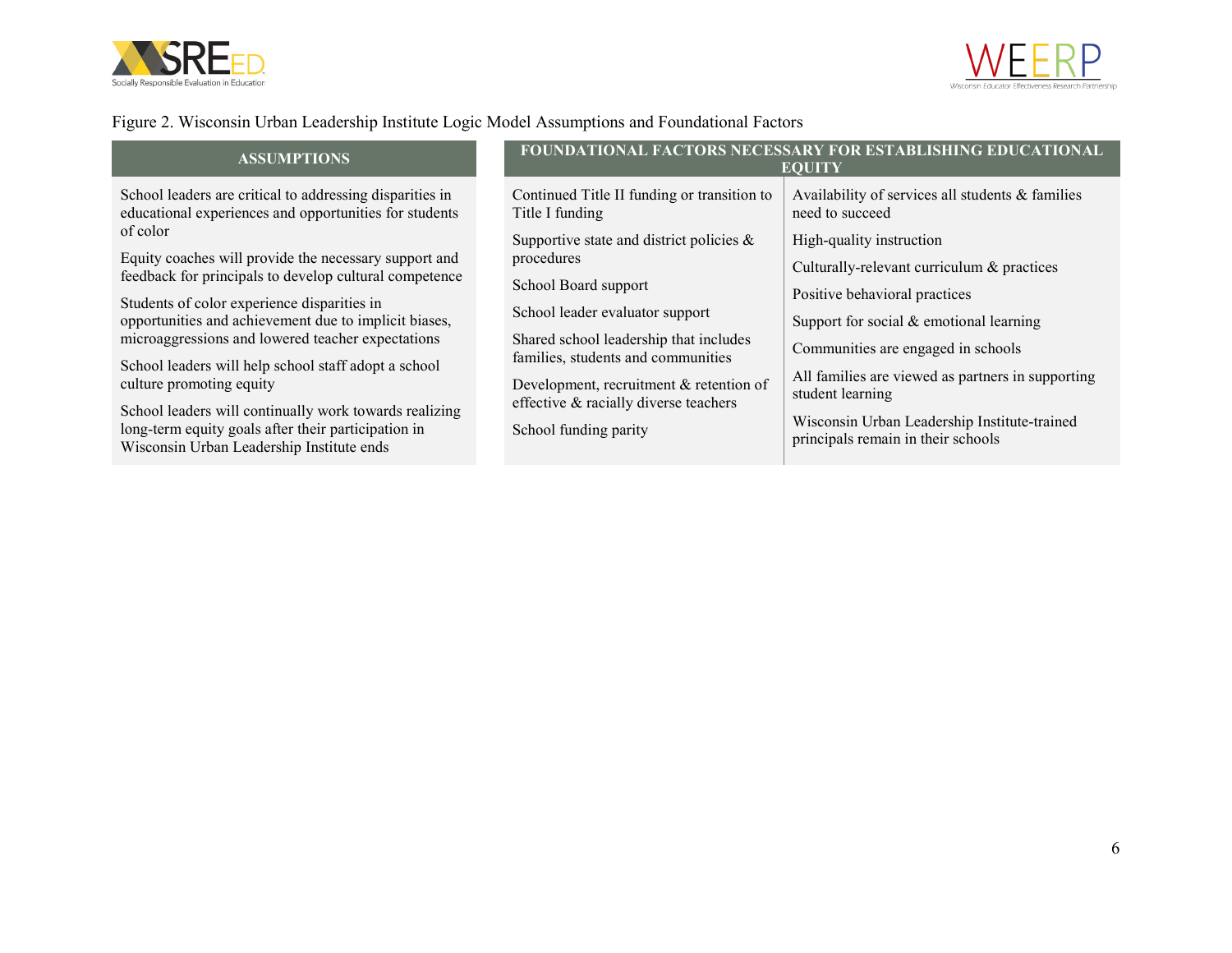Figure 2. Wisconsin Urban Leadership Institute Logic Model Assumptions and Foundational Factors

| ASSUMPTIONS |
| --- |
| School leaders are critical to addressing disparities in educational experiences and opportunities for students of color |
| Equity coaches will provide the necessary support and feedback for principals to develop cultural competence |
| Students of color experience disparities in opportunities and achievement due to implicit biases, microaggressions and lowered teacher expectations |
| School leaders will help school staff adopt a school culture promoting equity |
| School leaders will continually work towards realizing long-term equity goals after their participation in Wisconsin Urban Leadership Institute ends |

| FOUNDATIONAL FACTORS NECESSARY FOR ESTABLISHING EDUCATIONAL EQUITY | |
| --- | --- |
| Continued Title II funding or transition to Title I funding | Availability of services all students & families need to succeed |
| Supportive state and district policies & procedures | High-quality instruction |
| School Board support | Culturally-relevant curriculum & practices |
| School leader evaluator support | Positive behavioral practices |
| Shared school leadership that includes families, students and communities | Support for social & emotional learning |
| Development, recruitment & retention of effective & racially diverse teachers | Communities are engaged in schools |
| School funding parity | All families are viewed as partners in supporting student learning |
| | Wisconsin Urban Leadership Institute-trained principals remain in their schools |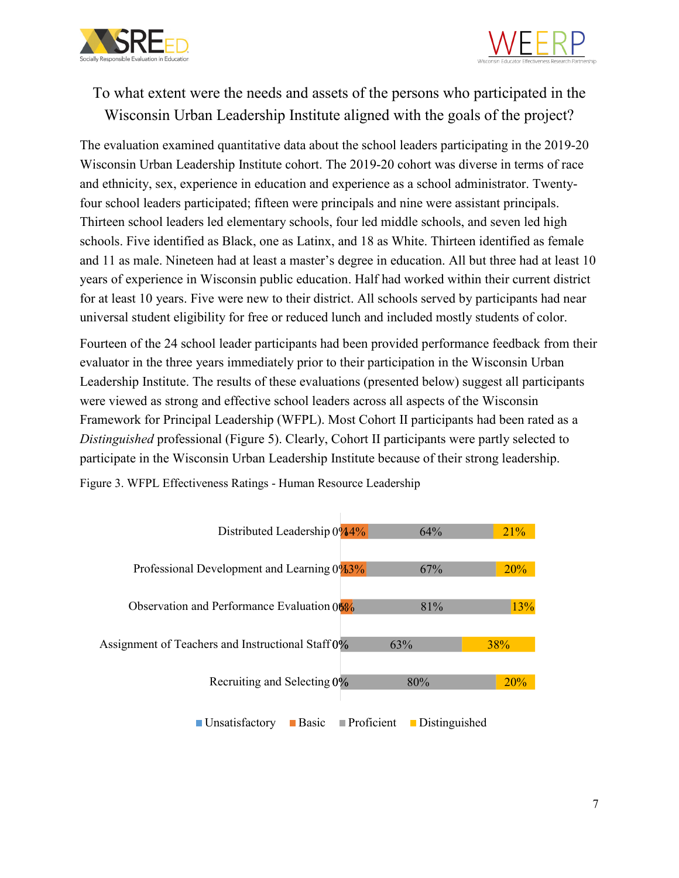## To what extent were the needs and assets of the persons who participated in the Wisconsin Urban Leadership Institute aligned with the goals of the project?

The evaluation examined quantitative data about the school leaders participating in the 2019-20 Wisconsin Urban Leadership Institute cohort. The 2019-20 cohort was diverse in terms of race and ethnicity, sex, experience in education and experience as a school administrator. Twenty-four school leaders participated; fifteen were principals and nine were assistant principals. Thirteen school leaders led elementary schools, four led middle schools, and seven led high schools. Five identified as Black, one as Latinx, and 18 as White. Thirteen identified as female and 11 as male. Nineteen had at least a master's degree in education. All but three had at least 10 years of experience in Wisconsin public education. Half had worked within their current district for at least 10 years. Five were new to their district. All schools served by participants had near universal student eligibility for free or reduced lunch and included mostly students of color.

Fourteen of the 24 school leader participants had been provided performance feedback from their evaluator in the three years immediately prior to their participation in the Wisconsin Urban Leadership Institute. The results of these evaluations (presented below) suggest all participants were viewed as strong and effective school leaders across all aspects of the Wisconsin Framework for Principal Leadership (WFPL). Most Cohort II participants had been rated as a *Distinguished* professional (Figure 5). Clearly, Cohort II participants were partly selected to participate in the Wisconsin Urban Leadership Institute because of their strong leadership.

Figure 3. WFPL Effectiveness Ratings - Human Resource Leadership

| | Unsatisfactory | Basic | Proficient | Distinguished |
|---|---|---|---|---|
| Distributed Leadership | 0% | 14% | 64% | 21% |
| Professional Development and Learning | 0% | 13% | 67% | 20% |
| Observation and Performance Evaluation | 0% | 6% | 81% | 13% |
| Assignment of Teachers and Instructional Staff | 0% | | 63% | 38% |
| Recruiting and Selecting | 0% | | 80% | 20% |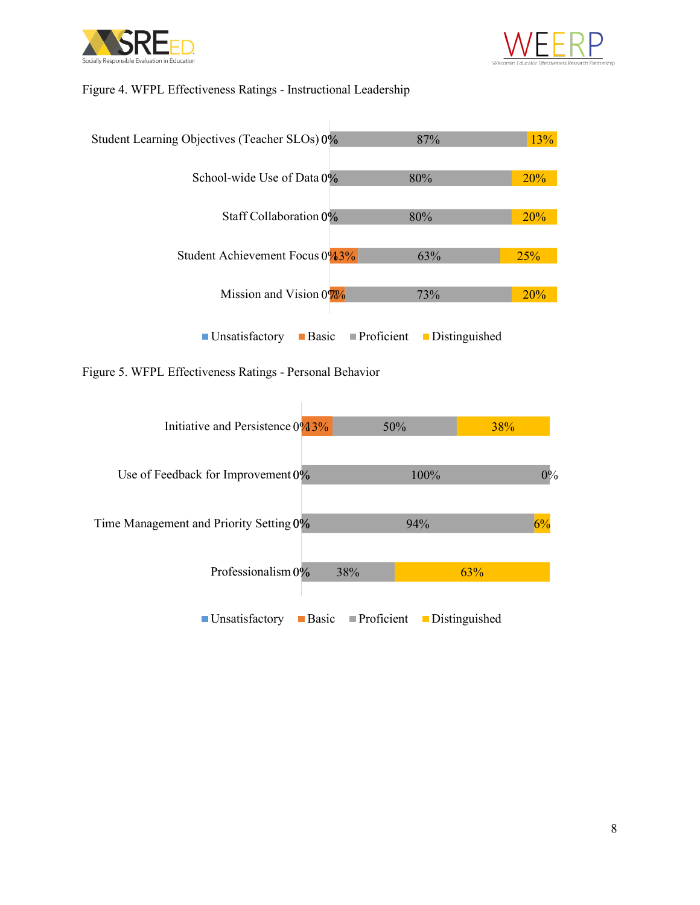Figure 4. WFPL Effectiveness Ratings - Instructional Leadership

| | Unsatisfactory | Basic | Proficient | Distinguished |
|---|---|---|---|---|
| Student Learning Objectives (Teacher SLOs) | 0% | | 87% | 13% |
| School-wide Use of Data | 0% | | 80% | 20% |
| Staff Collaboration | 0% | | 80% | 20% |
| Student Achievement Focus | 0% | 13% | 63% | 25% |
| Mission and Vision | 0% | 7% | 73% | 20% |

Figure 5. WFPL Effectiveness Ratings - Personal Behavior

| | Unsatisfactory | Basic | Proficient | Distinguished |
|---|---|---|---|---|
| Initiative and Persistence | 0% | 13% | 50% | 38% |
| Use of Feedback for Improvement | 0% | | 100% | 0% |
| Time Management and Priority Setting | 0% | | 94% | 6% |
| Professionalism | 0% | | 38% | 63% |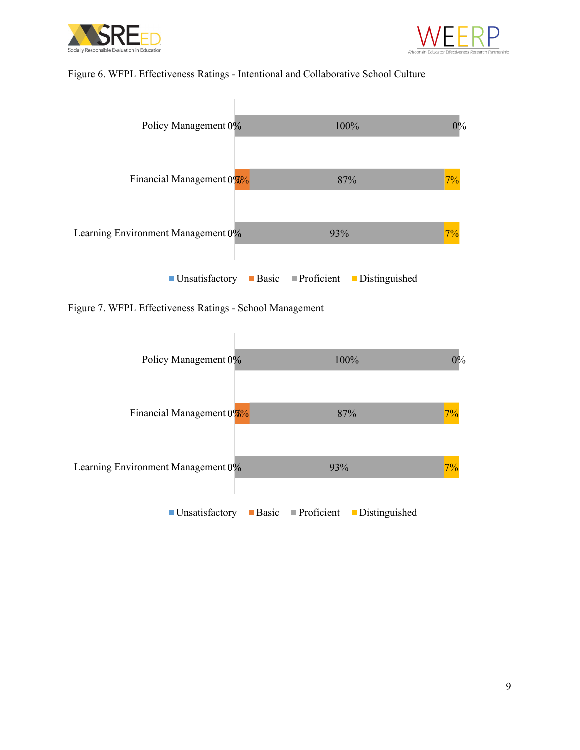Figure 6. WFPL Effectiveness Ratings - Intentional and Collaborative School Culture

| | Unsatisfactory | Basic | Proficient | Distinguished |
|---|---|---|---|---|
| Policy Management | 0% | | 100% | 0% |
| Financial Management | 0% | 7% | 87% | 7% |
| Learning Environment Management | 0% | | 93% | 7% |

Figure 7. WFPL Effectiveness Ratings - School Management

| | Unsatisfactory | Basic | Proficient | Distinguished |
|---|---|---|---|---|
| Policy Management | 0% | | 100% | 0% |
| Financial Management | 0% | 7% | 87% | 7% |
| Learning Environment Management | 0% | | 93% | 7% |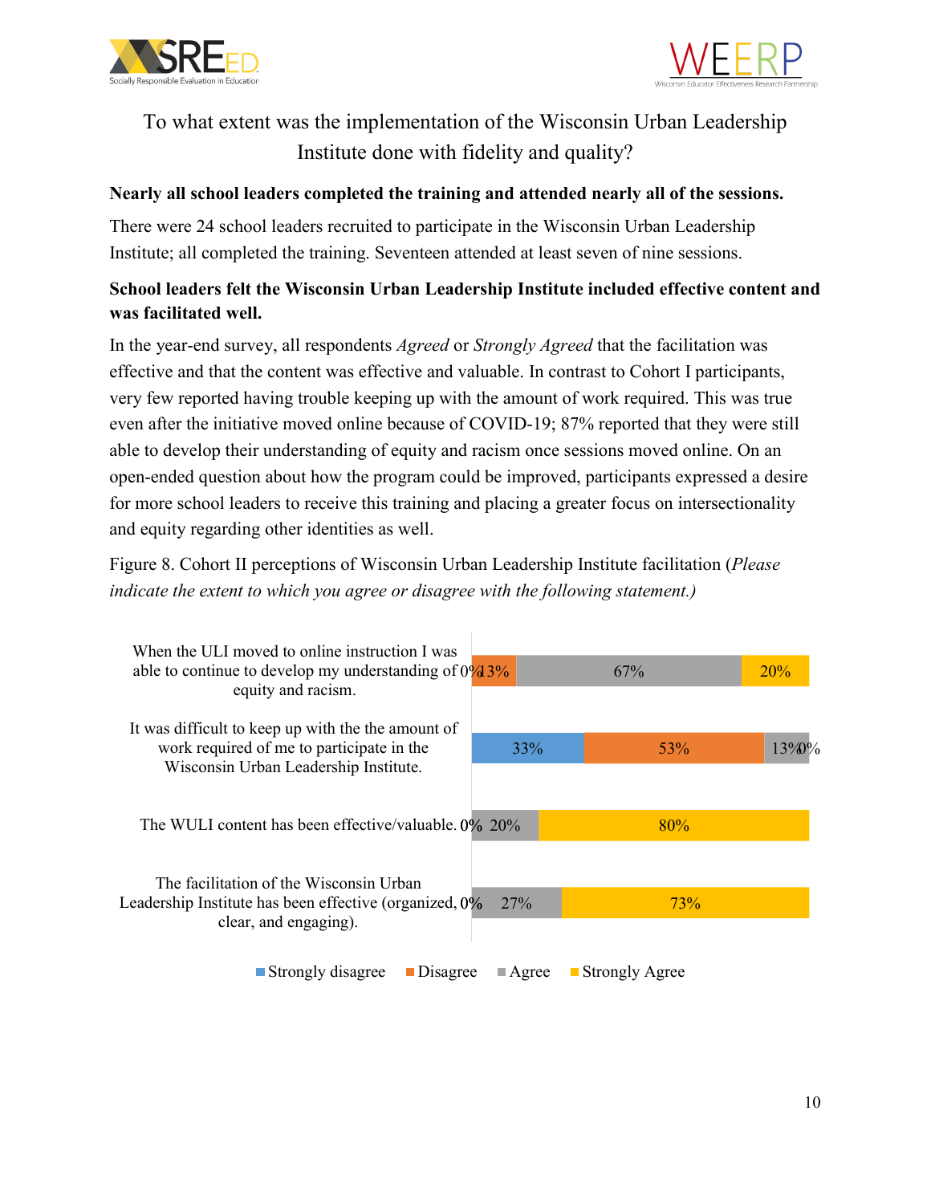## To what extent was the implementation of the Wisconsin Urban Leadership Institute done with fidelity and quality?

**Nearly all school leaders completed the training and attended nearly all of the sessions.**

There were 24 school leaders recruited to participate in the Wisconsin Urban Leadership Institute; all completed the training. Seventeen attended at least seven of nine sessions.

**School leaders felt the Wisconsin Urban Leadership Institute included effective content and was facilitated well.**

In the year-end survey, all respondents *Agreed* or *Strongly Agreed* that the facilitation was effective and that the content was effective and valuable. In contrast to Cohort I participants, very few reported having trouble keeping up with the amount of work required. This was true even after the initiative moved online because of COVID-19; 87% reported that they were still able to develop their understanding of equity and racism once sessions moved online. On an open-ended question about how the program could be improved, participants expressed a desire for more school leaders to receive this training and placing a greater focus on intersectionality and equity regarding other identities as well.

Figure 8. Cohort II perceptions of Wisconsin Urban Leadership Institute facilitation (*Please indicate the extent to which you agree or disagree with the following statement.)*

| Statement | Strongly disagree | Disagree | Agree | Strongly Agree |
|---|---|---|---|---|
| When the ULI moved to online instruction I was able to continue to develop my understanding of equity and racism. | 0% | 13% | 67% | 20% |
| It was difficult to keep up with the the amount of work required of me to participate in the Wisconsin Urban Leadership Institute. | 33% | 53% | 13% | 0% |
| The WULI content has been effective/valuable. | 0% | | 20% | 80% |
| The facilitation of the Wisconsin Urban Leadership Institute has been effective (organized, clear, and engaging). | 0% | | 27% | 73% |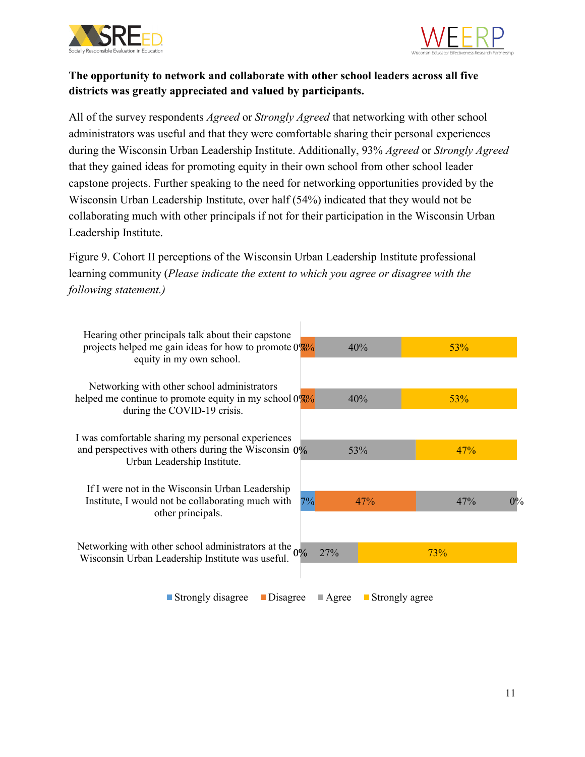**The opportunity to network and collaborate with other school leaders across all five districts was greatly appreciated and valued by participants.**

All of the survey respondents *Agreed* or *Strongly Agreed* that networking with other school administrators was useful and that they were comfortable sharing their personal experiences during the Wisconsin Urban Leadership Institute. Additionally, 93% *Agreed* or *Strongly Agreed* that they gained ideas for promoting equity in their own school from other school leader capstone projects. Further speaking to the need for networking opportunities provided by the Wisconsin Urban Leadership Institute, over half (54%) indicated that they would not be collaborating much with other principals if not for their participation in the Wisconsin Urban Leadership Institute.

Figure 9. Cohort II perceptions of the Wisconsin Urban Leadership Institute professional learning community (*Please indicate the extent to which you agree or disagree with the following statement.)*

| Statement | Strongly disagree | Disagree | Agree | Strongly agree |
|---|---|---|---|---|
| Hearing other principals talk about their capstone projects helped me gain ideas for how to promote equity in my own school. | 0% | 7% | 40% | 53% |
| Networking with other school administrators helped me continue to promote equity in my school during the COVID-19 crisis. | 0% | 7% | 40% | 53% |
| I was comfortable sharing my personal experiences and perspectives with others during the Wisconsin Urban Leadership Institute. | 0% | | 53% | 47% |
| If I were not in the Wisconsin Urban Leadership Institute, I would not be collaborating much with other principals. | 7% | 47% | 47% | 0% |
| Networking with other school administrators at the Wisconsin Urban Leadership Institute was useful. | 0% | | 27% | 73% |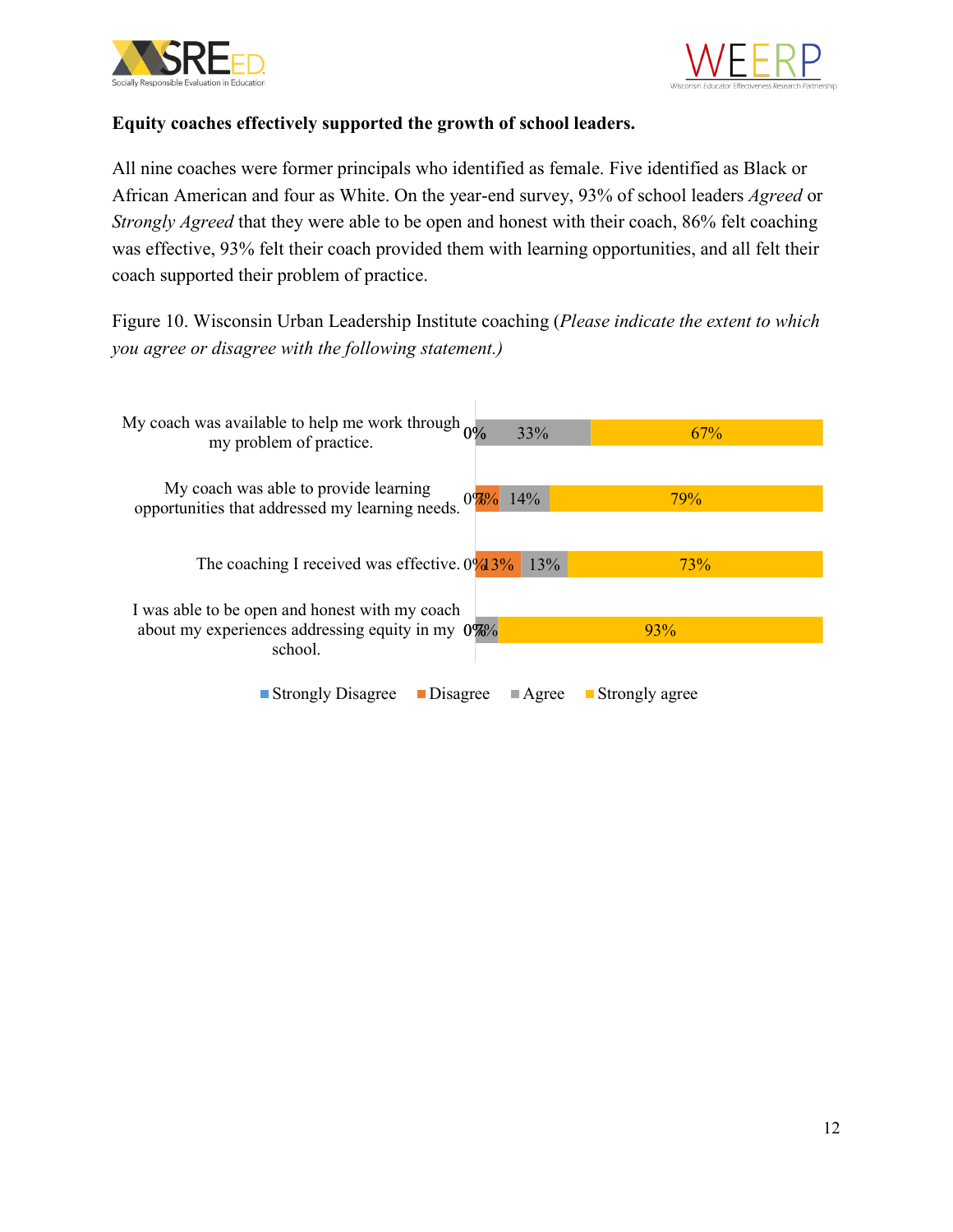**Equity coaches effectively supported the growth of school leaders.**

All nine coaches were former principals who identified as female. Five identified as Black or African American and four as White. On the year-end survey, 93% of school leaders *Agreed* or *Strongly Agreed* that they were able to be open and honest with their coach, 86% felt coaching was effective, 93% felt their coach provided them with learning opportunities, and all felt their coach supported their problem of practice.

Figure 10. Wisconsin Urban Leadership Institute coaching (*Please indicate the extent to which you agree or disagree with the following statement.)*

| Statement | Strongly Disagree | Disagree | Agree | Strongly agree |
|---|---|---|---|---|
| My coach was available to help me work through my problem of practice. | 0% | | 33% | 67% |
| My coach was able to provide learning opportunities that addressed my learning needs. | 0% | 7% | 14% | 79% |
| The coaching I received was effective. | 0% | 13% | 13% | 73% |
| I was able to be open and honest with my coach about my experiences addressing equity in my school. | 0% | | 7% | 93% |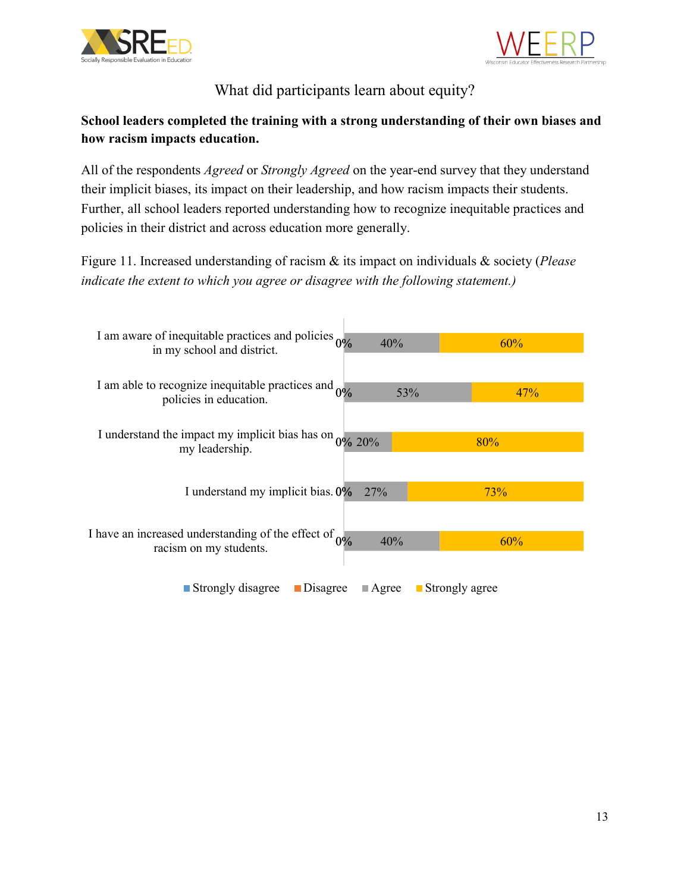## What did participants learn about equity?

**School leaders completed the training with a strong understanding of their own biases and how racism impacts education.**

All of the respondents *Agreed* or *Strongly Agreed* on the year-end survey that they understand their implicit biases, its impact on their leadership, and how racism impacts their students. Further, all school leaders reported understanding how to recognize inequitable practices and policies in their district and across education more generally.

Figure 11. Increased understanding of racism & its impact on individuals & society (*Please indicate the extent to which you agree or disagree with the following statement.)*

| Statement | Strongly disagree | Disagree | Agree | Strongly agree |
| --- | --- | --- | --- | --- |
| I am aware of inequitable practices and policies in my school and district. | 0% | | 40% | 60% |
| I am able to recognize inequitable practices and policies in education. | 0% | | 53% | 47% |
| I understand the impact my implicit bias has on my leadership. | 0% | | 20% | 80% |
| I understand my implicit bias. | 0% | | 27% | 73% |
| I have an increased understanding of the effect of racism on my students. | 0% | | 40% | 60% |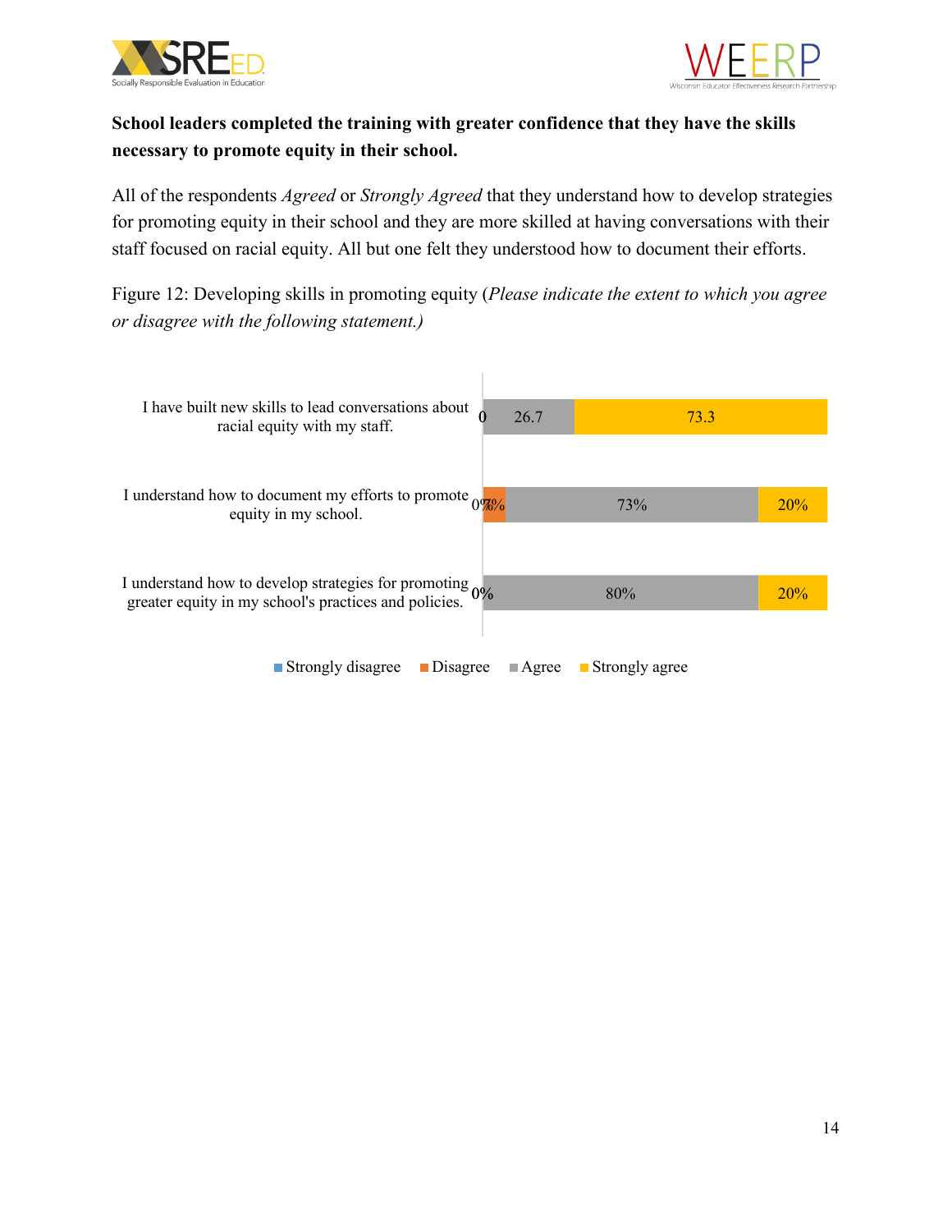**School leaders completed the training with greater confidence that they have the skills necessary to promote equity in their school.**

All of the respondents *Agreed* or *Strongly Agreed* that they understand how to develop strategies for promoting equity in their school and they are more skilled at having conversations with their staff focused on racial equity. All but one felt they understood how to document their efforts.

Figure 12: Developing skills in promoting equity (*Please indicate the extent to which you agree or disagree with the following statement.)*

| Statement | Strongly disagree | Disagree | Agree | Strongly agree |
| --- | --- | --- | --- | --- |
| I have built new skills to lead conversations about racial equity with my staff. | 0 | | 26.7 | 73.3 |
| I understand how to document my efforts to promote equity in my school. | 0% | 7% | 73% | 20% |
| I understand how to develop strategies for promoting greater equity in my school's practices and policies. | 0% | | 80% | 20% |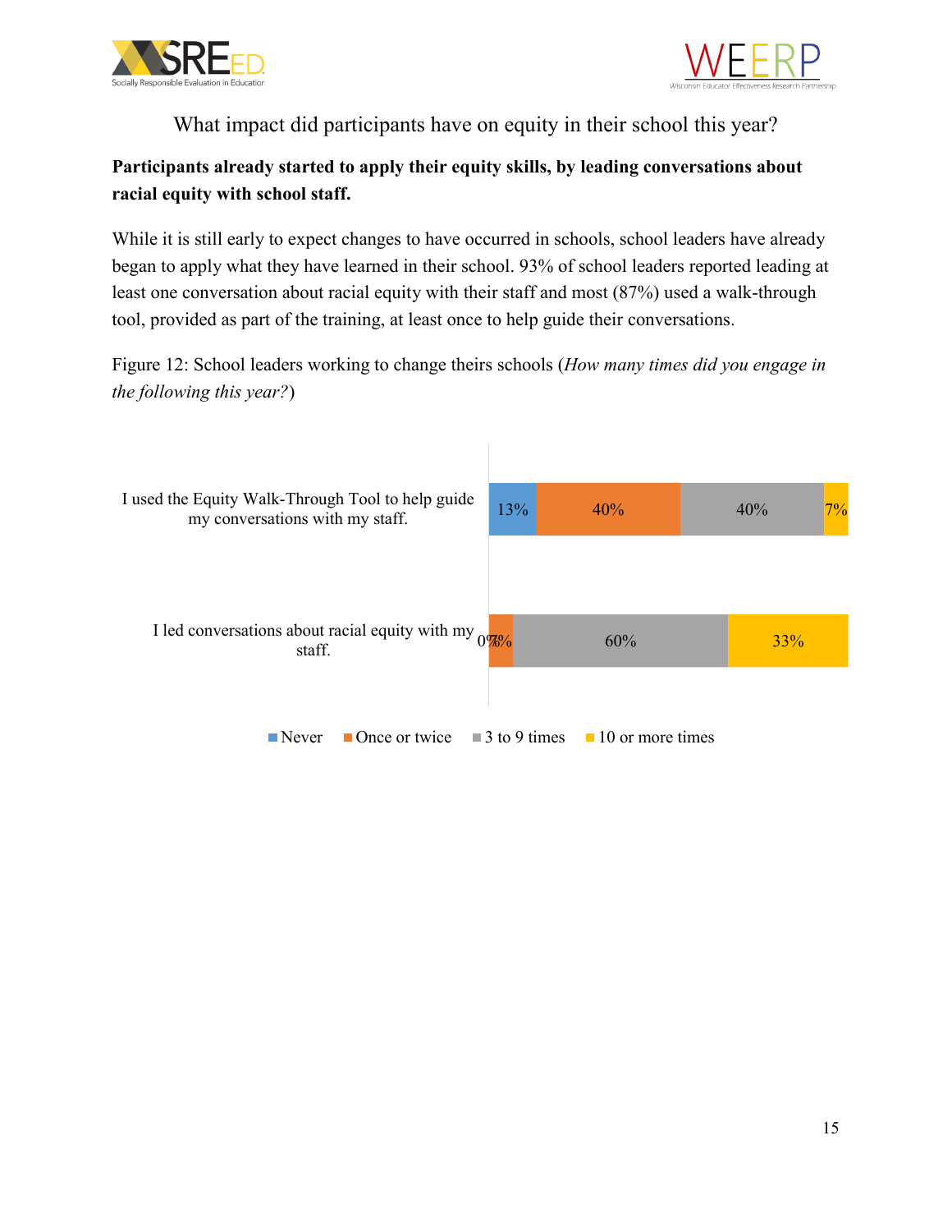What impact did participants have on equity in their school this year?

**Participants already started to apply their equity skills, by leading conversations about racial equity with school staff.**

While it is still early to expect changes to have occurred in schools, school leaders have already began to apply what they have learned in their school. 93% of school leaders reported leading at least one conversation about racial equity with their staff and most (87%) used a walk-through tool, provided as part of the training, at least once to help guide their conversations.

Figure 12: School leaders working to change theirs schools (*How many times did you engage in the following this year?*)

| | Never | Once or twice | 3 to 9 times | 10 or more times |
|---|---|---|---|---|
| I used the Equity Walk-Through Tool to help guide my conversations with my staff. | 13% | 40% | 40% | 7% |
| I led conversations about racial equity with my staff. | 0% | 7% | 60% | 33% |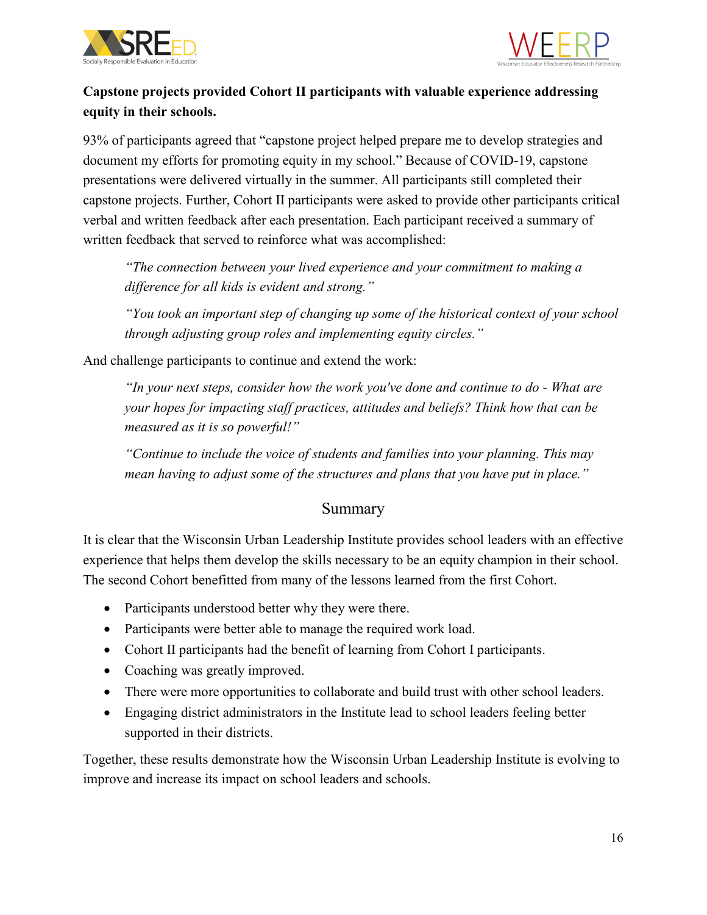**Capstone projects provided Cohort II participants with valuable experience addressing equity in their schools.**

93% of participants agreed that "capstone project helped prepare me to develop strategies and document my efforts for promoting equity in my school." Because of COVID-19, capstone presentations were delivered virtually in the summer. All participants still completed their capstone projects. Further, Cohort II participants were asked to provide other participants critical verbal and written feedback after each presentation. Each participant received a summary of written feedback that served to reinforce what was accomplished:

> *"The connection between your lived experience and your commitment to making a difference for all kids is evident and strong."*
>
> *"You took an important step of changing up some of the historical context of your school through adjusting group roles and implementing equity circles."*

And challenge participants to continue and extend the work:

> *"In your next steps, consider how the work you've done and continue to do - What are your hopes for impacting staff practices, attitudes and beliefs? Think how that can be measured as it is so powerful!"*
>
> *"Continue to include the voice of students and families into your planning. This may mean having to adjust some of the structures and plans that you have put in place."*

## Summary

It is clear that the Wisconsin Urban Leadership Institute provides school leaders with an effective experience that helps them develop the skills necessary to be an equity champion in their school. The second Cohort benefitted from many of the lessons learned from the first Cohort.

- Participants understood better why they were there.
- Participants were better able to manage the required work load.
- Cohort II participants had the benefit of learning from Cohort I participants.
- Coaching was greatly improved.
- There were more opportunities to collaborate and build trust with other school leaders.
- Engaging district administrators in the Institute lead to school leaders feeling better supported in their districts.

Together, these results demonstrate how the Wisconsin Urban Leadership Institute is evolving to improve and increase its impact on school leaders and schools.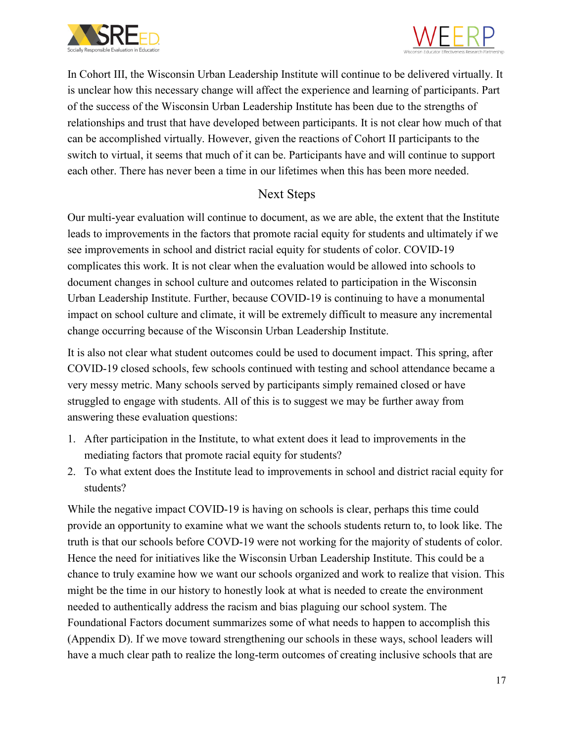In Cohort III, the Wisconsin Urban Leadership Institute will continue to be delivered virtually. It is unclear how this necessary change will affect the experience and learning of participants. Part of the success of the Wisconsin Urban Leadership Institute has been due to the strengths of relationships and trust that have developed between participants. It is not clear how much of that can be accomplished virtually. However, given the reactions of Cohort II participants to the switch to virtual, it seems that much of it can be. Participants have and will continue to support each other. There has never been a time in our lifetimes when this has been more needed.

## Next Steps

Our multi-year evaluation will continue to document, as we are able, the extent that the Institute leads to improvements in the factors that promote racial equity for students and ultimately if we see improvements in school and district racial equity for students of color. COVID-19 complicates this work. It is not clear when the evaluation would be allowed into schools to document changes in school culture and outcomes related to participation in the Wisconsin Urban Leadership Institute. Further, because COVID-19 is continuing to have a monumental impact on school culture and climate, it will be extremely difficult to measure any incremental change occurring because of the Wisconsin Urban Leadership Institute.

It is also not clear what student outcomes could be used to document impact. This spring, after COVID-19 closed schools, few schools continued with testing and school attendance became a very messy metric. Many schools served by participants simply remained closed or have struggled to engage with students. All of this is to suggest we may be further away from answering these evaluation questions:

1. After participation in the Institute, to what extent does it lead to improvements in the mediating factors that promote racial equity for students?
2. To what extent does the Institute lead to improvements in school and district racial equity for students?

While the negative impact COVID-19 is having on schools is clear, perhaps this time could provide an opportunity to examine what we want the schools students return to, to look like. The truth is that our schools before COVD-19 were not working for the majority of students of color. Hence the need for initiatives like the Wisconsin Urban Leadership Institute. This could be a chance to truly examine how we want our schools organized and work to realize that vision. This might be the time in our history to honestly look at what is needed to create the environment needed to authentically address the racism and bias plaguing our school system. The Foundational Factors document summarizes some of what needs to happen to accomplish this (Appendix D). If we move toward strengthening our schools in these ways, school leaders will have a much clear path to realize the long-term outcomes of creating inclusive schools that are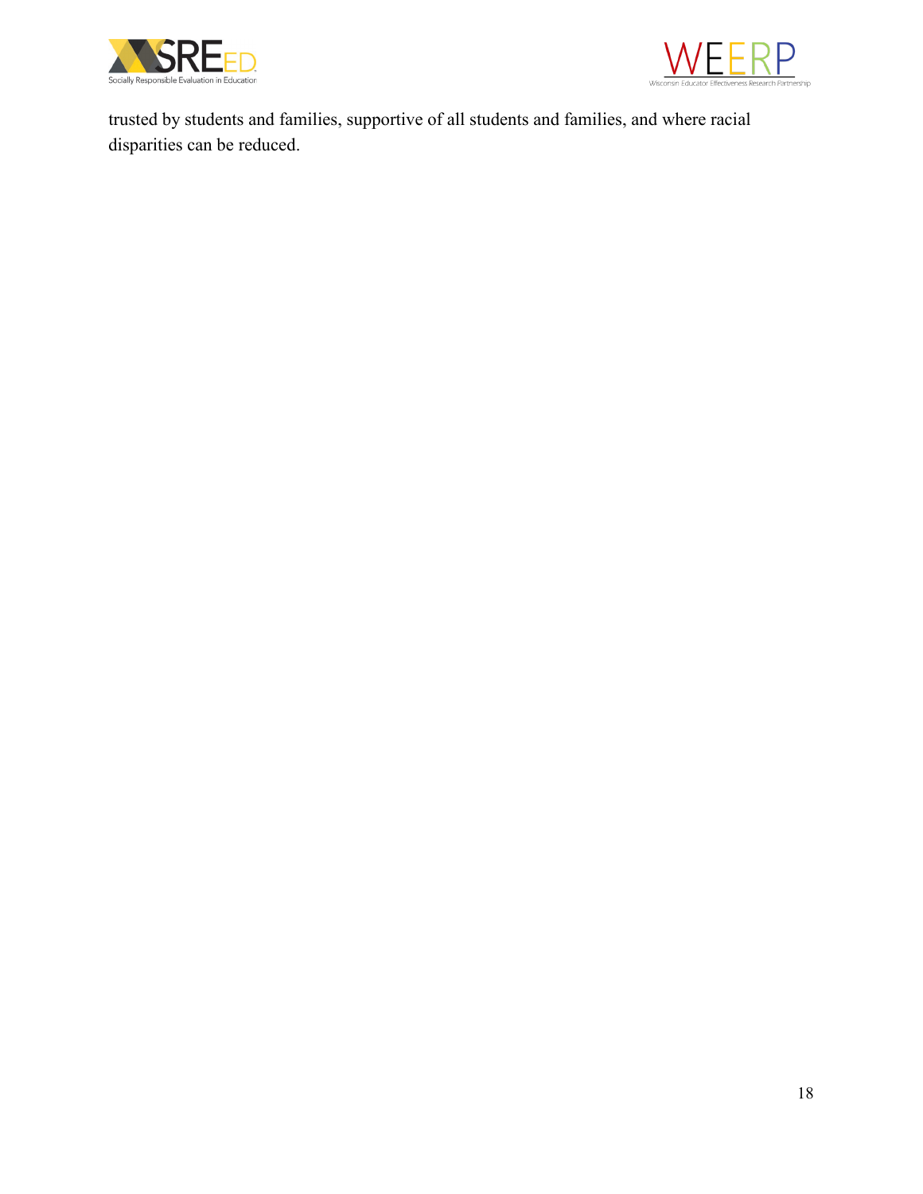trusted by students and families, supportive of all students and families, and where racial disparities can be reduced.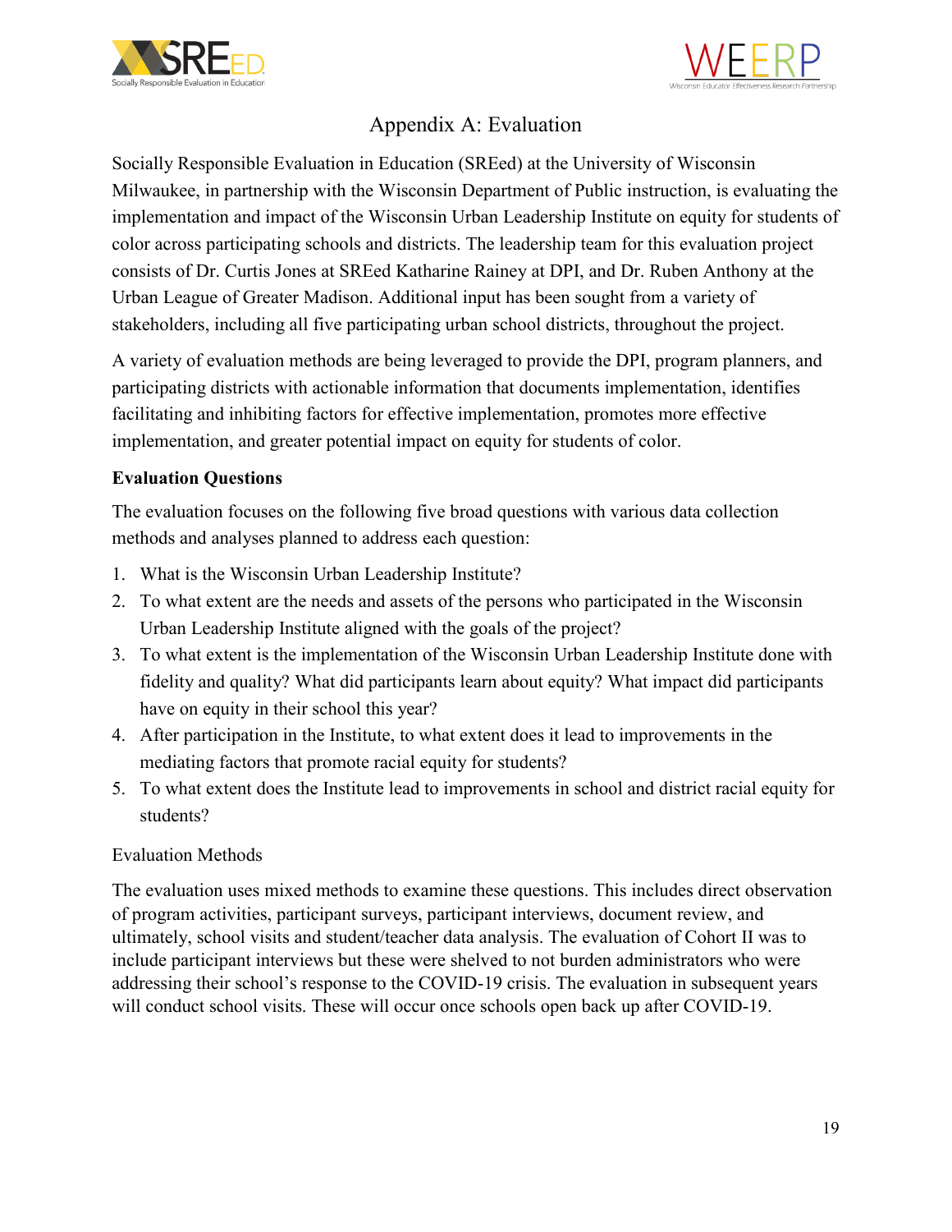# Appendix A: Evaluation

Socially Responsible Evaluation in Education (SREed) at the University of Wisconsin Milwaukee, in partnership with the Wisconsin Department of Public instruction, is evaluating the implementation and impact of the Wisconsin Urban Leadership Institute on equity for students of color across participating schools and districts. The leadership team for this evaluation project consists of Dr. Curtis Jones at SREed Katharine Rainey at DPI, and Dr. Ruben Anthony at the Urban League of Greater Madison. Additional input has been sought from a variety of stakeholders, including all five participating urban school districts, throughout the project.

A variety of evaluation methods are being leveraged to provide the DPI, program planners, and participating districts with actionable information that documents implementation, identifies facilitating and inhibiting factors for effective implementation, promotes more effective implementation, and greater potential impact on equity for students of color.

**Evaluation Questions**

The evaluation focuses on the following five broad questions with various data collection methods and analyses planned to address each question:

1. What is the Wisconsin Urban Leadership Institute?
2. To what extent are the needs and assets of the persons who participated in the Wisconsin Urban Leadership Institute aligned with the goals of the project?
3. To what extent is the implementation of the Wisconsin Urban Leadership Institute done with fidelity and quality? What did participants learn about equity? What impact did participants have on equity in their school this year?
4. After participation in the Institute, to what extent does it lead to improvements in the mediating factors that promote racial equity for students?
5. To what extent does the Institute lead to improvements in school and district racial equity for students?

Evaluation Methods

The evaluation uses mixed methods to examine these questions. This includes direct observation of program activities, participant surveys, participant interviews, document review, and ultimately, school visits and student/teacher data analysis. The evaluation of Cohort II was to include participant interviews but these were shelved to not burden administrators who were addressing their school's response to the COVID-19 crisis. The evaluation in subsequent years will conduct school visits. These will occur once schools open back up after COVID-19.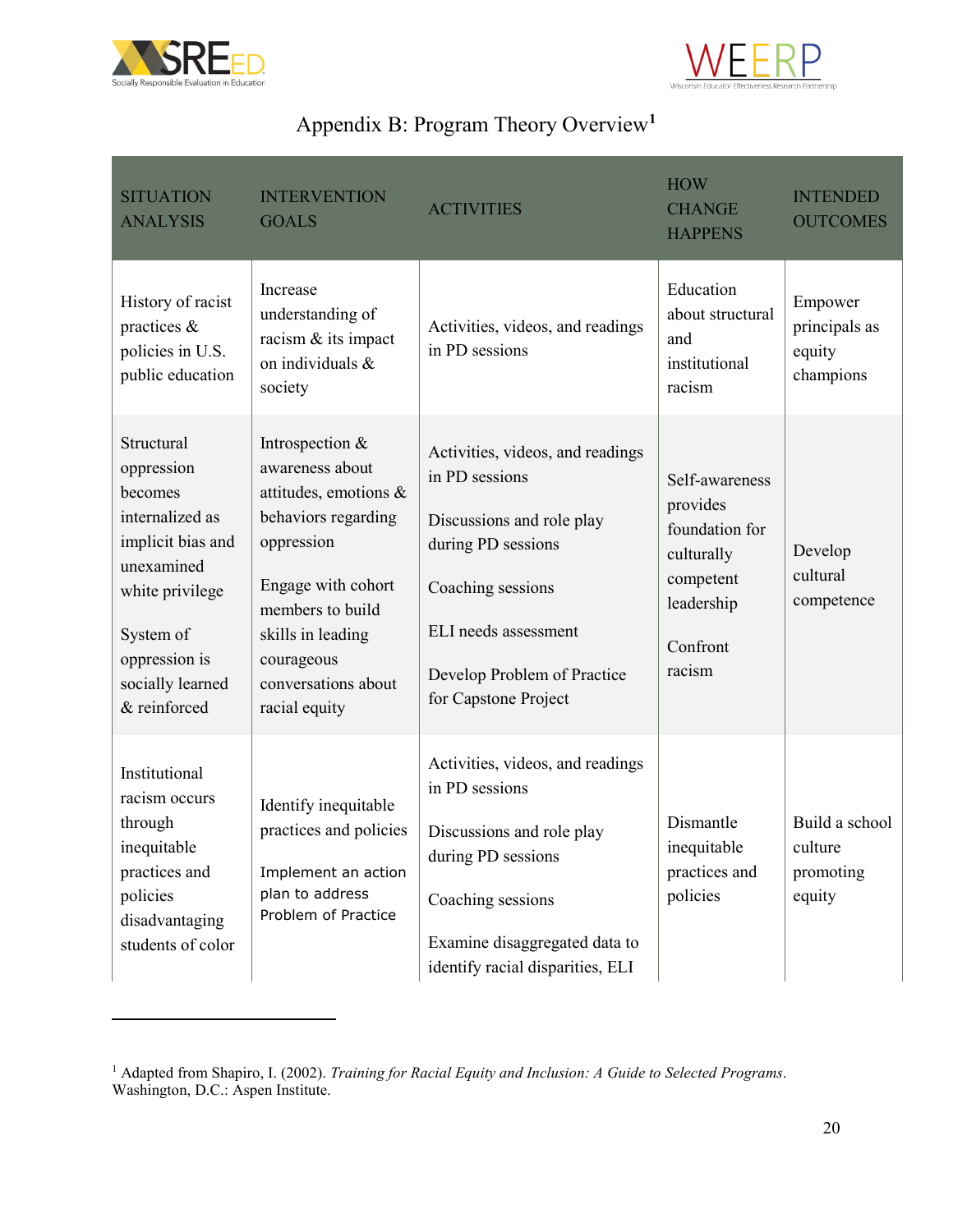# Appendix B: Program Theory Overview[1]

| SITUATION ANALYSIS | INTERVENTION GOALS | ACTIVITIES | HOW CHANGE HAPPENS | INTENDED OUTCOMES |
|---|---|---|---|---|
| History of racist practices & policies in U.S. public education | Increase understanding of racism & its impact on individuals & society | Activities, videos, and readings in PD sessions | Education about structural and institutional racism | Empower principals as equity champions |
| Structural oppression becomes internalized as implicit bias and unexamined white privilege<br><br>System of oppression is socially learned & reinforced | Introspection & awareness about attitudes, emotions & behaviors regarding oppression<br><br>Engage with cohort members to build skills in leading courageous conversations about racial equity | Activities, videos, and readings in PD sessions<br><br>Discussions and role play during PD sessions<br><br>Coaching sessions<br><br>ELI needs assessment<br><br>Develop Problem of Practice for Capstone Project | Self-awareness provides foundation for culturally competent leadership<br><br>Confront racism | Develop cultural competence |
| Institutional racism occurs through inequitable practices and policies disadvantaging students of color | Identify inequitable practices and policies<br><br>Implement an action plan to address Problem of Practice | Activities, videos, and readings in PD sessions<br><br>Discussions and role play during PD sessions<br><br>Coaching sessions<br><br>Examine disaggregated data to identify racial disparities, ELI | Dismantle inequitable practices and policies | Build a school culture promoting equity |

[1] Adapted from Shapiro, I. (2002). *Training for Racial Equity and Inclusion: A Guide to Selected Programs*. Washington, D.C.: Aspen Institute.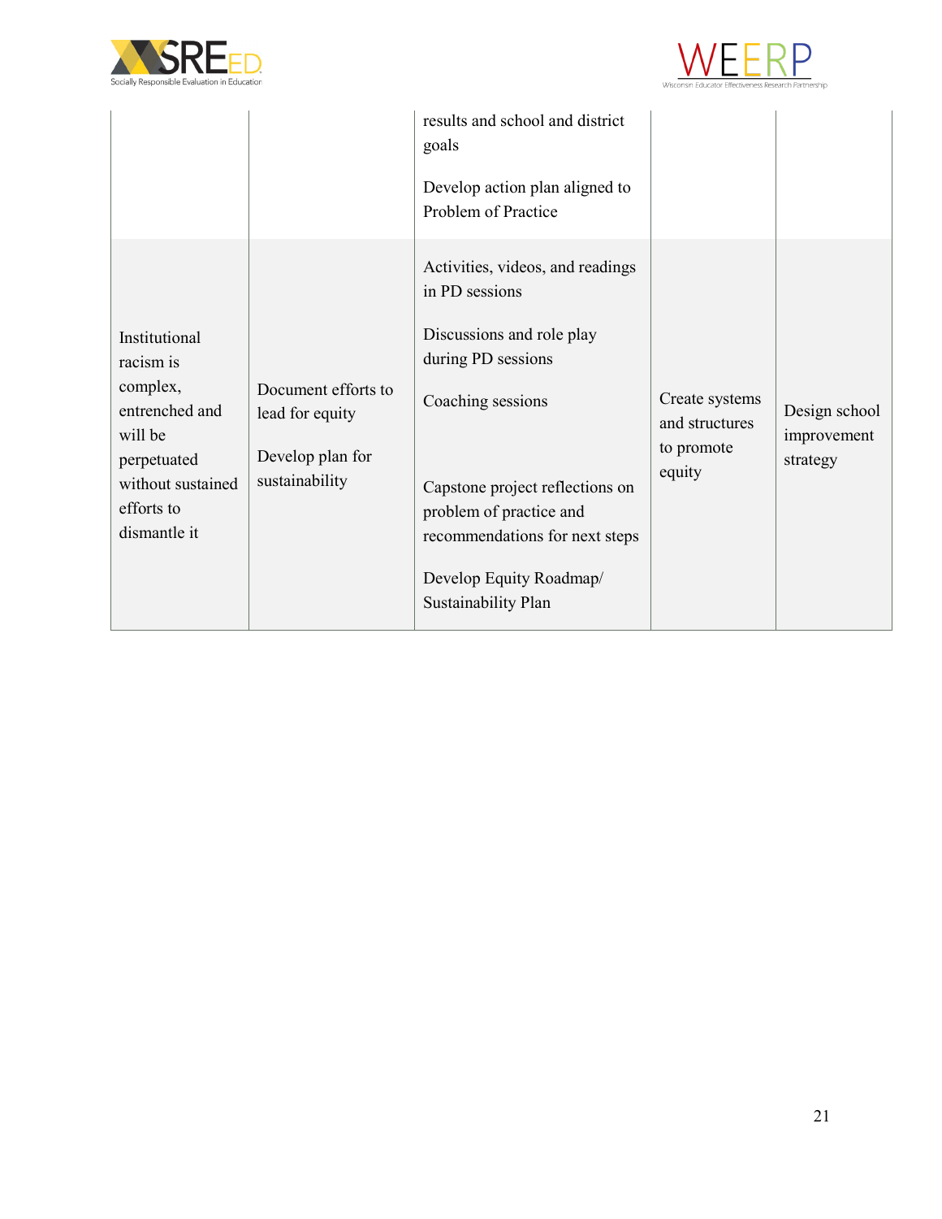| | | | | |
|---|---|---|---|---|
| | | results and school and district goals<br><br>Develop action plan aligned to Problem of Practice | | |
| Institutional racism is complex, entrenched and will be perpetuated without sustained efforts to dismantle it | Document efforts to lead for equity<br><br>Develop plan for sustainability | Activities, videos, and readings in PD sessions<br><br>Discussions and role play during PD sessions<br><br>Coaching sessions<br><br>Capstone project reflections on problem of practice and recommendations for next steps<br><br>Develop Equity Roadmap/ Sustainability Plan | Create systems and structures to promote equity | Design school improvement strategy |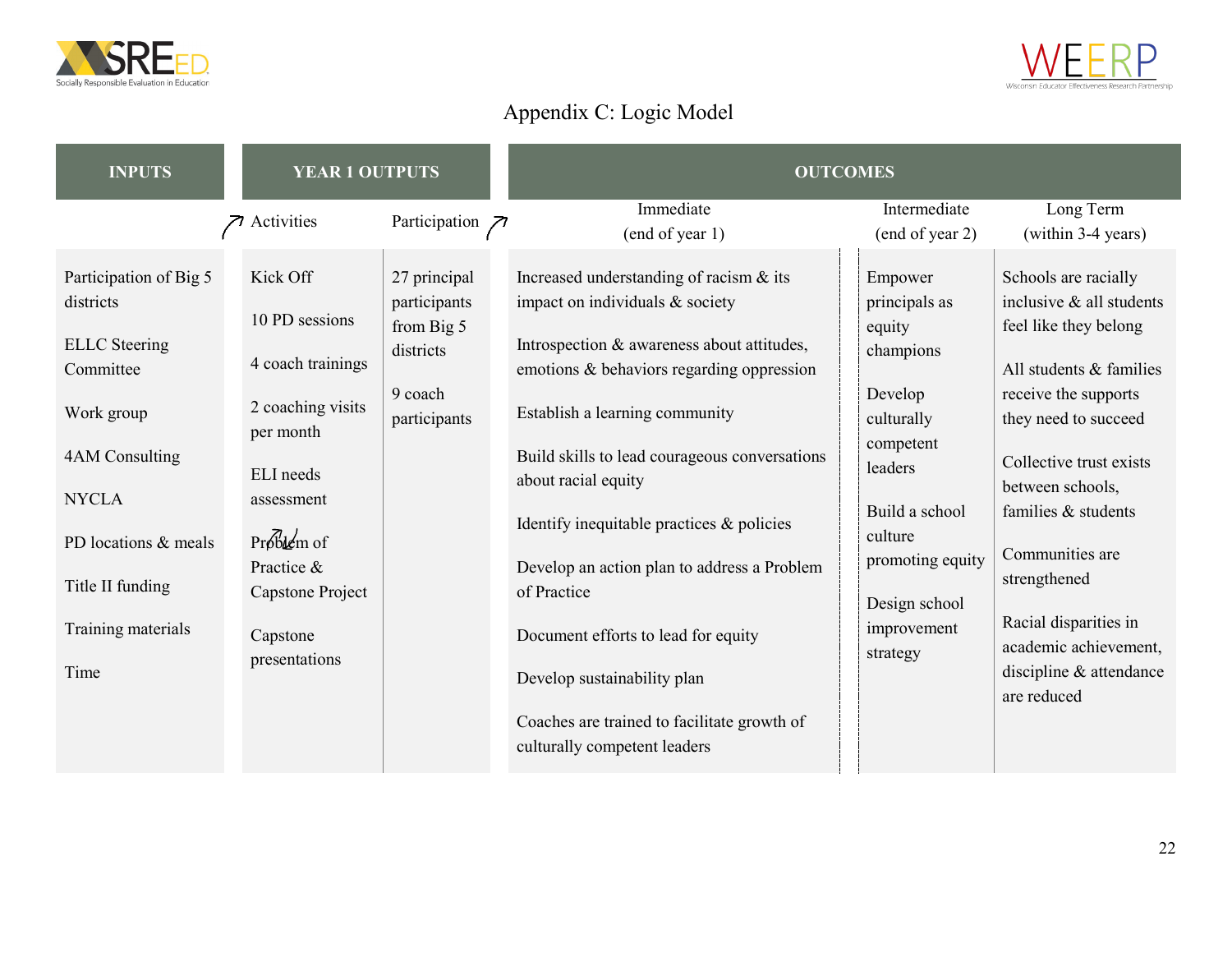# Appendix C: Logic Model

| INPUTS | YEAR 1 OUTPUTS | | OUTCOMES | | |
|---|---|---|---|---|---|
| | Activities | Participation | Immediate (end of year 1) | Intermediate (end of year 2) | Long Term (within 3-4 years) |
| Participation of Big 5 districts<br><br>ELLC Steering Committee<br><br>Work group<br><br>4AM Consulting<br><br>NYCLA<br><br>PD locations & meals<br><br>Title II funding<br><br>Training materials<br><br>Time | Kick Off<br><br>10 PD sessions<br><br>4 coach trainings<br><br>2 coaching visits per month<br><br>ELI needs assessment<br><br>Problem of Practice & Capstone Project<br><br>Capstone presentations | 27 principal participants from Big 5 districts<br><br>9 coach participants | Increased understanding of racism & its impact on individuals & society<br><br>Introspection & awareness about attitudes, emotions & behaviors regarding oppression<br><br>Establish a learning community<br><br>Build skills to lead courageous conversations about racial equity<br><br>Identify inequitable practices & policies<br><br>Develop an action plan to address a Problem of Practice<br><br>Document efforts to lead for equity<br><br>Develop sustainability plan<br><br>Coaches are trained to facilitate growth of culturally competent leaders | Empower principals as equity champions<br><br>Develop culturally competent leaders<br><br>Build a school culture promoting equity<br><br>Design school improvement strategy | Schools are racially inclusive & all students feel like they belong<br><br>All students & families receive the supports they need to succeed<br><br>Collective trust exists between schools, families & students<br><br>Communities are strengthened<br><br>Racial disparities in academic achievement, discipline & attendance are reduced |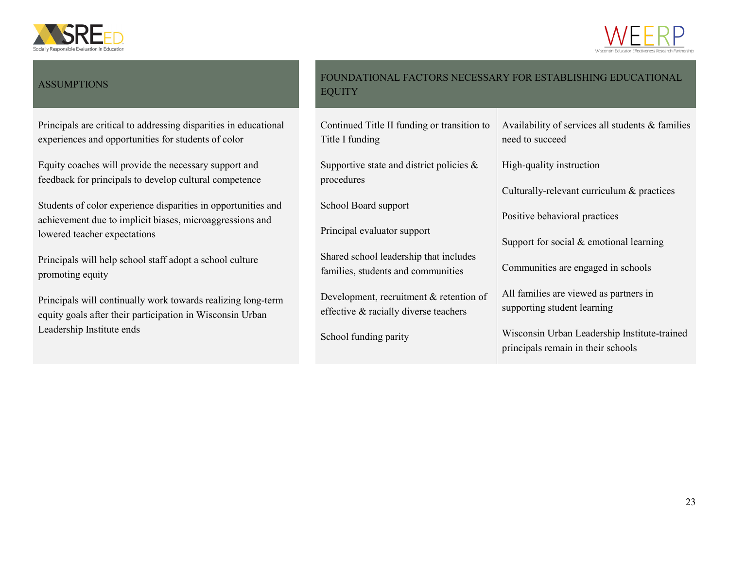## ASSUMPTIONS

Principals are critical to addressing disparities in educational experiences and opportunities for students of color

Equity coaches will provide the necessary support and feedback for principals to develop cultural competence

Students of color experience disparities in opportunities and achievement due to implicit biases, microaggressions and lowered teacher expectations

Principals will help school staff adopt a school culture promoting equity

Principals will continually work towards realizing long-term equity goals after their participation in Wisconsin Urban Leadership Institute ends

## FOUNDATIONAL FACTORS NECESSARY FOR ESTABLISHING EDUCATIONAL EQUITY

Continued Title II funding or transition to Title I funding

Supportive state and district policies & procedures

School Board support

Principal evaluator support

Shared school leadership that includes families, students and communities

Development, recruitment & retention of effective & racially diverse teachers

School funding parity

Availability of services all students & families need to succeed

High-quality instruction

Culturally-relevant curriculum & practices

Positive behavioral practices

Support for social & emotional learning

Communities are engaged in schools

All families are viewed as partners in supporting student learning

Wisconsin Urban Leadership Institute-trained principals remain in their schools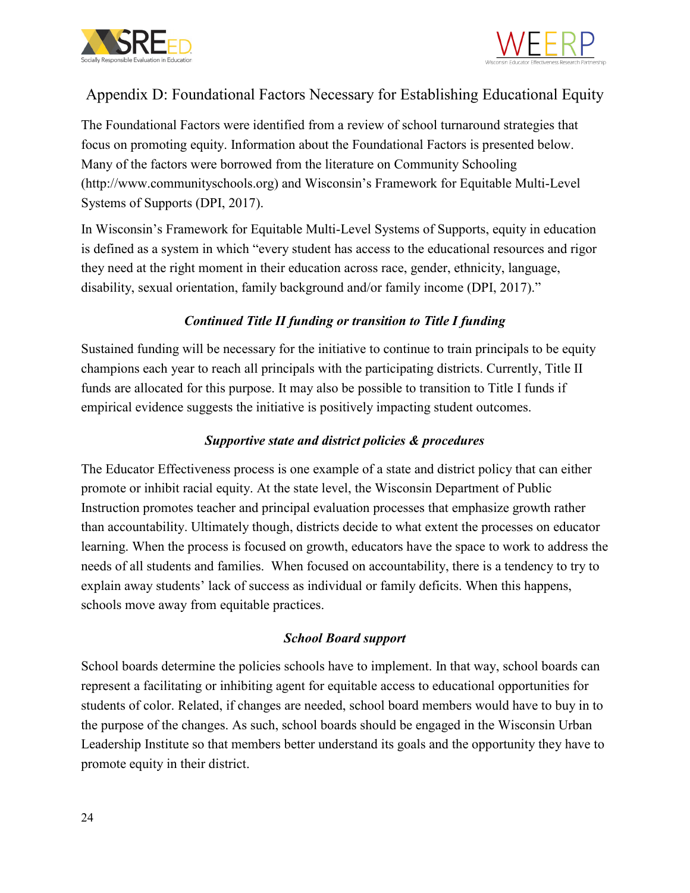## Appendix D: Foundational Factors Necessary for Establishing Educational Equity

The Foundational Factors were identified from a review of school turnaround strategies that focus on promoting equity. Information about the Foundational Factors is presented below. Many of the factors were borrowed from the literature on Community Schooling (http://www.communityschools.org) and Wisconsin's Framework for Equitable Multi-Level Systems of Supports (DPI, 2017).

In Wisconsin's Framework for Equitable Multi-Level Systems of Supports, equity in education is defined as a system in which "every student has access to the educational resources and rigor they need at the right moment in their education across race, gender, ethnicity, language, disability, sexual orientation, family background and/or family income (DPI, 2017)."

### *Continued Title II funding or transition to Title I funding*

Sustained funding will be necessary for the initiative to continue to train principals to be equity champions each year to reach all principals with the participating districts. Currently, Title II funds are allocated for this purpose. It may also be possible to transition to Title I funds if empirical evidence suggests the initiative is positively impacting student outcomes.

### *Supportive state and district policies & procedures*

The Educator Effectiveness process is one example of a state and district policy that can either promote or inhibit racial equity. At the state level, the Wisconsin Department of Public Instruction promotes teacher and principal evaluation processes that emphasize growth rather than accountability. Ultimately though, districts decide to what extent the processes on educator learning. When the process is focused on growth, educators have the space to work to address the needs of all students and families. When focused on accountability, there is a tendency to try to explain away students' lack of success as individual or family deficits. When this happens, schools move away from equitable practices.

### *School Board support*

School boards determine the policies schools have to implement. In that way, school boards can represent a facilitating or inhibiting agent for equitable access to educational opportunities for students of color. Related, if changes are needed, school board members would have to buy in to the purpose of the changes. As such, school boards should be engaged in the Wisconsin Urban Leadership Institute so that members better understand its goals and the opportunity they have to promote equity in their district.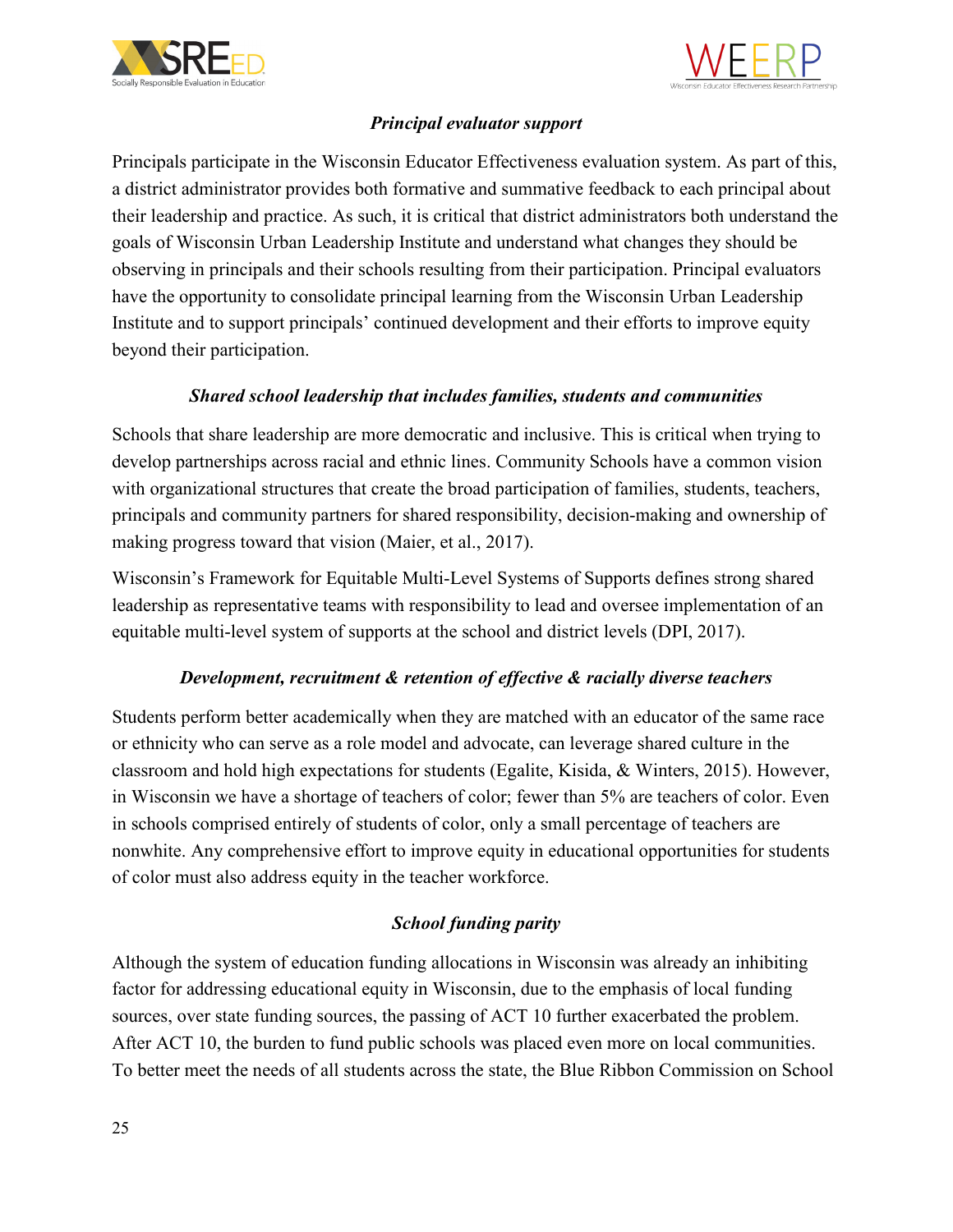### *Principal evaluator support*

Principals participate in the Wisconsin Educator Effectiveness evaluation system. As part of this, a district administrator provides both formative and summative feedback to each principal about their leadership and practice. As such, it is critical that district administrators both understand the goals of Wisconsin Urban Leadership Institute and understand what changes they should be observing in principals and their schools resulting from their participation. Principal evaluators have the opportunity to consolidate principal learning from the Wisconsin Urban Leadership Institute and to support principals' continued development and their efforts to improve equity beyond their participation.

### *Shared school leadership that includes families, students and communities*

Schools that share leadership are more democratic and inclusive. This is critical when trying to develop partnerships across racial and ethnic lines. Community Schools have a common vision with organizational structures that create the broad participation of families, students, teachers, principals and community partners for shared responsibility, decision-making and ownership of making progress toward that vision (Maier, et al., 2017).

Wisconsin's Framework for Equitable Multi-Level Systems of Supports defines strong shared leadership as representative teams with responsibility to lead and oversee implementation of an equitable multi-level system of supports at the school and district levels (DPI, 2017).

### *Development, recruitment & retention of effective & racially diverse teachers*

Students perform better academically when they are matched with an educator of the same race or ethnicity who can serve as a role model and advocate, can leverage shared culture in the classroom and hold high expectations for students (Egalite, Kisida, & Winters, 2015). However, in Wisconsin we have a shortage of teachers of color; fewer than 5% are teachers of color. Even in schools comprised entirely of students of color, only a small percentage of teachers are nonwhite. Any comprehensive effort to improve equity in educational opportunities for students of color must also address equity in the teacher workforce.

### *School funding parity*

Although the system of education funding allocations in Wisconsin was already an inhibiting factor for addressing educational equity in Wisconsin, due to the emphasis of local funding sources, over state funding sources, the passing of ACT 10 further exacerbated the problem. After ACT 10, the burden to fund public schools was placed even more on local communities. To better meet the needs of all students across the state, the Blue Ribbon Commission on School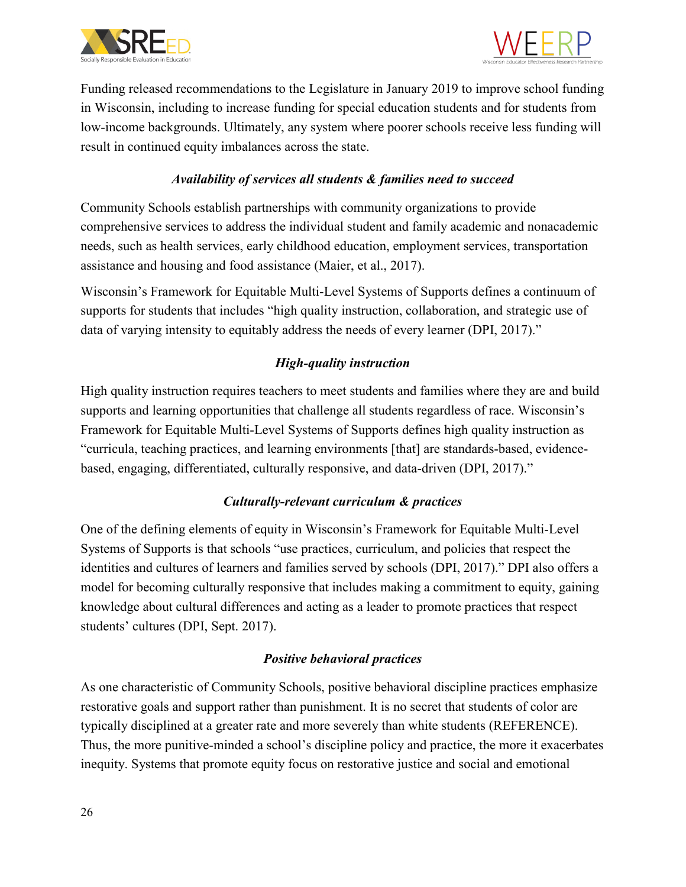Funding released recommendations to the Legislature in January 2019 to improve school funding in Wisconsin, including to increase funding for special education students and for students from low-income backgrounds. Ultimately, any system where poorer schools receive less funding will result in continued equity imbalances across the state.

### *Availability of services all students & families need to succeed*

Community Schools establish partnerships with community organizations to provide comprehensive services to address the individual student and family academic and nonacademic needs, such as health services, early childhood education, employment services, transportation assistance and housing and food assistance (Maier, et al., 2017).

Wisconsin's Framework for Equitable Multi-Level Systems of Supports defines a continuum of supports for students that includes "high quality instruction, collaboration, and strategic use of data of varying intensity to equitably address the needs of every learner (DPI, 2017)."

### *High-quality instruction*

High quality instruction requires teachers to meet students and families where they are and build supports and learning opportunities that challenge all students regardless of race. Wisconsin's Framework for Equitable Multi-Level Systems of Supports defines high quality instruction as "curricula, teaching practices, and learning environments [that] are standards-based, evidence-based, engaging, differentiated, culturally responsive, and data-driven (DPI, 2017)."

### *Culturally-relevant curriculum & practices*

One of the defining elements of equity in Wisconsin's Framework for Equitable Multi-Level Systems of Supports is that schools "use practices, curriculum, and policies that respect the identities and cultures of learners and families served by schools (DPI, 2017)." DPI also offers a model for becoming culturally responsive that includes making a commitment to equity, gaining knowledge about cultural differences and acting as a leader to promote practices that respect students' cultures (DPI, Sept. 2017).

### *Positive behavioral practices*

As one characteristic of Community Schools, positive behavioral discipline practices emphasize restorative goals and support rather than punishment. It is no secret that students of color are typically disciplined at a greater rate and more severely than white students (REFERENCE). Thus, the more punitive-minded a school's discipline policy and practice, the more it exacerbates inequity. Systems that promote equity focus on restorative justice and social and emotional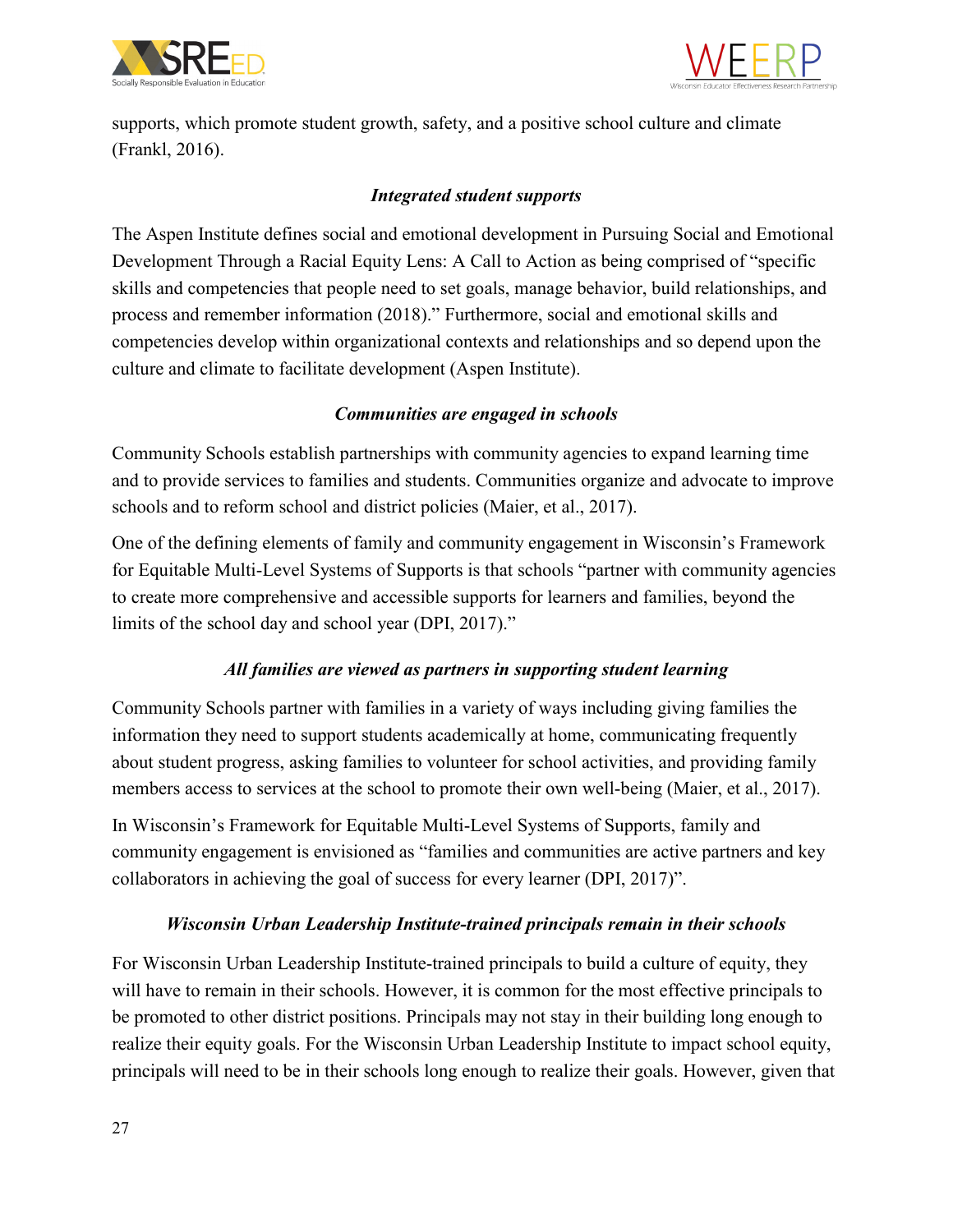supports, which promote student growth, safety, and a positive school culture and climate (Frankl, 2016).

### *Integrated student supports*

The Aspen Institute defines social and emotional development in Pursuing Social and Emotional Development Through a Racial Equity Lens: A Call to Action as being comprised of "specific skills and competencies that people need to set goals, manage behavior, build relationships, and process and remember information (2018)." Furthermore, social and emotional skills and competencies develop within organizational contexts and relationships and so depend upon the culture and climate to facilitate development (Aspen Institute).

### *Communities are engaged in schools*

Community Schools establish partnerships with community agencies to expand learning time and to provide services to families and students. Communities organize and advocate to improve schools and to reform school and district policies (Maier, et al., 2017).

One of the defining elements of family and community engagement in Wisconsin's Framework for Equitable Multi-Level Systems of Supports is that schools "partner with community agencies to create more comprehensive and accessible supports for learners and families, beyond the limits of the school day and school year (DPI, 2017)."

### *All families are viewed as partners in supporting student learning*

Community Schools partner with families in a variety of ways including giving families the information they need to support students academically at home, communicating frequently about student progress, asking families to volunteer for school activities, and providing family members access to services at the school to promote their own well-being (Maier, et al., 2017).

In Wisconsin's Framework for Equitable Multi-Level Systems of Supports, family and community engagement is envisioned as "families and communities are active partners and key collaborators in achieving the goal of success for every learner (DPI, 2017)".

### *Wisconsin Urban Leadership Institute-trained principals remain in their schools*

For Wisconsin Urban Leadership Institute-trained principals to build a culture of equity, they will have to remain in their schools. However, it is common for the most effective principals to be promoted to other district positions. Principals may not stay in their building long enough to realize their equity goals. For the Wisconsin Urban Leadership Institute to impact school equity, principals will need to be in their schools long enough to realize their goals. However, given that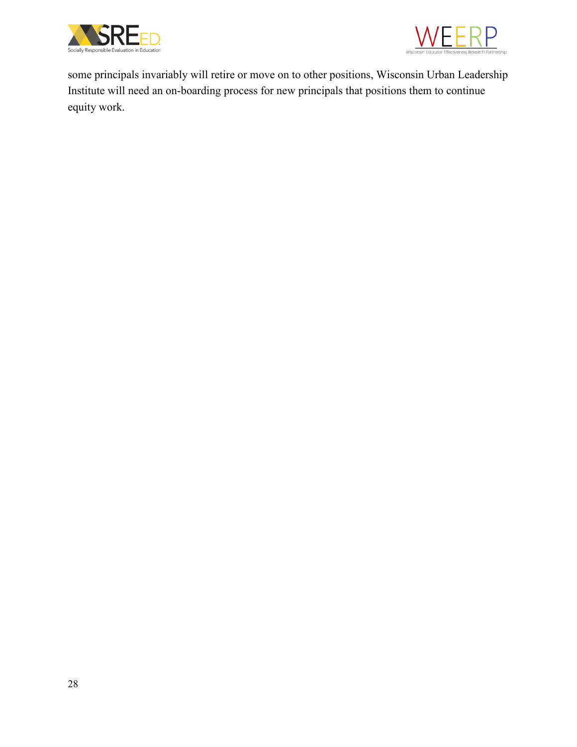some principals invariably will retire or move on to other positions, Wisconsin Urban Leadership Institute will need an on-boarding process for new principals that positions them to continue equity work.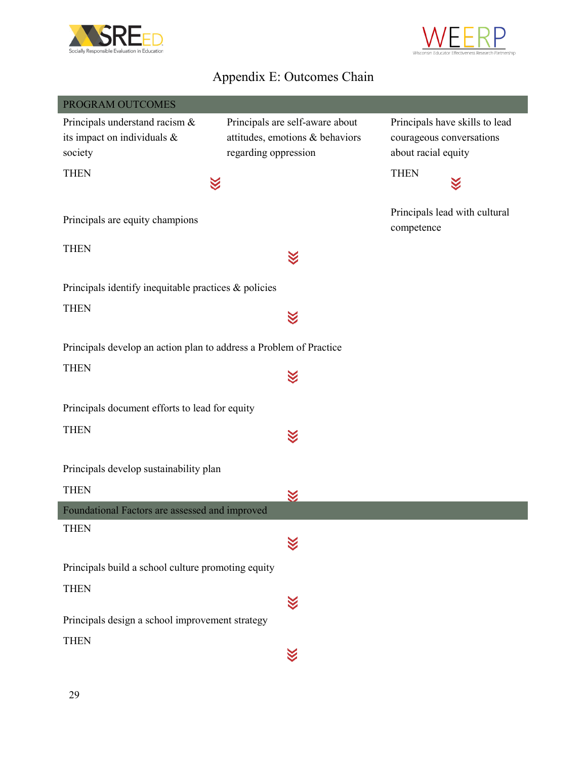# Appendix E: Outcomes Chain

**PROGRAM OUTCOMES**

| Principals understand racism & its impact on individuals & society | Principals are self-aware about attitudes, emotions & behaviors regarding oppression | Principals have skills to lead courageous conversations about racial equity |
|---|---|---|
| THEN | | THEN |
| Principals are equity champions | | Principals lead with cultural competence |

THEN

Principals identify inequitable practices & policies

THEN

Principals develop an action plan to address a Problem of Practice

THEN

Principals document efforts to lead for equity

THEN

Principals develop sustainability plan

THEN

**Foundational Factors are assessed and improved**

THEN

Principals build a school culture promoting equity

THEN

Principals design a school improvement strategy

THEN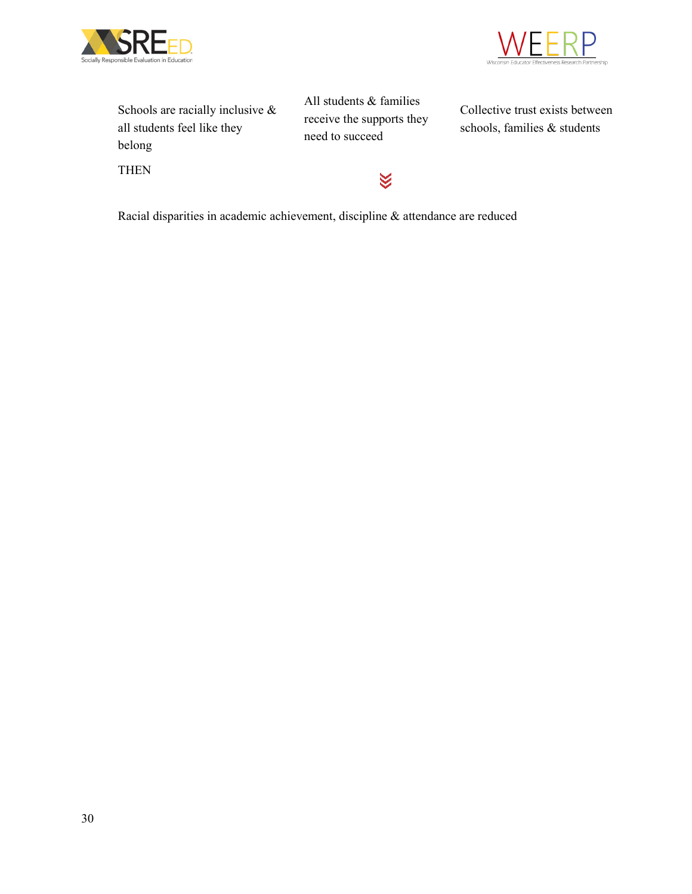Schools are racially inclusive & all students feel like they belong

All students & families receive the supports they need to succeed

Collective trust exists between schools, families & students

THEN

Racial disparities in academic achievement, discipline & attendance are reduced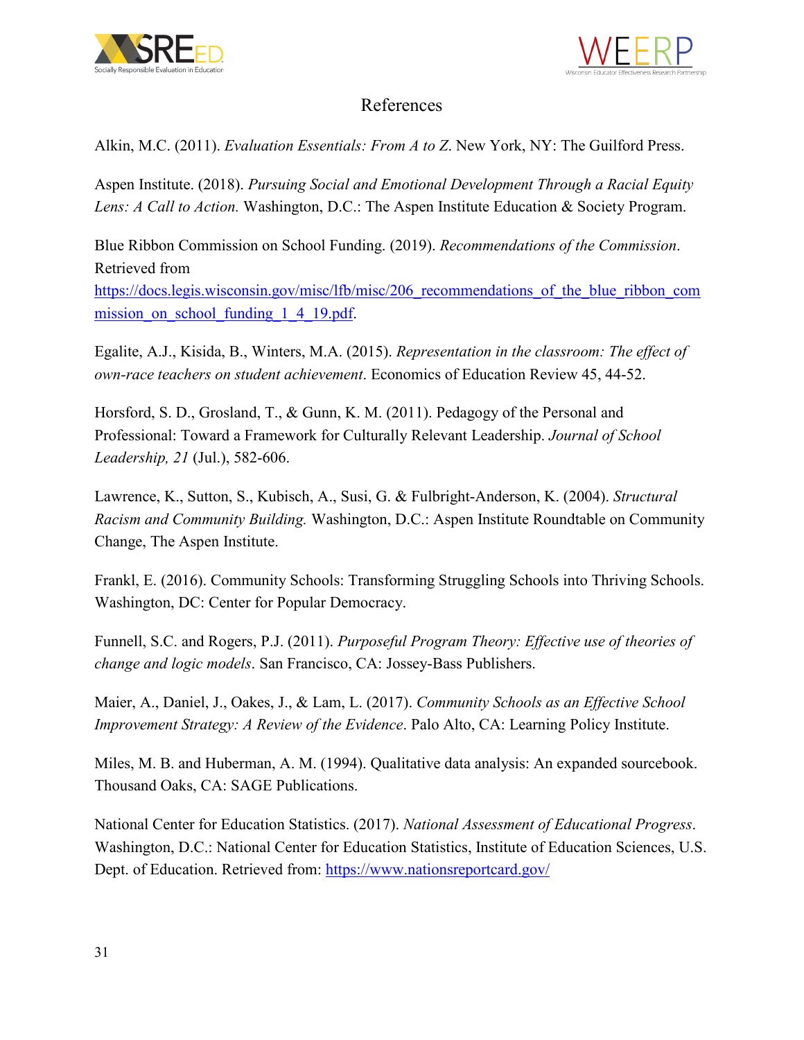# References

Alkin, M.C. (2011). *Evaluation Essentials: From A to Z*. New York, NY: The Guilford Press.

Aspen Institute. (2018). *Pursuing Social and Emotional Development Through a Racial Equity Lens: A Call to Action.* Washington, D.C.: The Aspen Institute Education & Society Program.

Blue Ribbon Commission on School Funding. (2019). *Recommendations of the Commission*. Retrieved from https://docs.legis.wisconsin.gov/misc/lfb/misc/206_recommendations_of_the_blue_ribbon_commission_on_school_funding_1_4_19.pdf.

Egalite, A.J., Kisida, B., Winters, M.A. (2015). *Representation in the classroom: The effect of own-race teachers on student achievement*. Economics of Education Review 45, 44-52.

Horsford, S. D., Grosland, T., & Gunn, K. M. (2011). Pedagogy of the Personal and Professional: Toward a Framework for Culturally Relevant Leadership. *Journal of School Leadership, 21* (Jul.), 582-606.

Lawrence, K., Sutton, S., Kubisch, A., Susi, G. & Fulbright-Anderson, K. (2004). *Structural Racism and Community Building.* Washington, D.C.: Aspen Institute Roundtable on Community Change, The Aspen Institute.

Frankl, E. (2016). Community Schools: Transforming Struggling Schools into Thriving Schools. Washington, DC: Center for Popular Democracy.

Funnell, S.C. and Rogers, P.J. (2011). *Purposeful Program Theory: Effective use of theories of change and logic models*. San Francisco, CA: Jossey-Bass Publishers.

Maier, A., Daniel, J., Oakes, J., & Lam, L. (2017). *Community Schools as an Effective School Improvement Strategy: A Review of the Evidence*. Palo Alto, CA: Learning Policy Institute.

Miles, M. B. and Huberman, A. M. (1994). Qualitative data analysis: An expanded sourcebook. Thousand Oaks, CA: SAGE Publications.

National Center for Education Statistics. (2017). *National Assessment of Educational Progress*. Washington, D.C.: National Center for Education Statistics, Institute of Education Sciences, U.S. Dept. of Education. Retrieved from: https://www.nationsreportcard.gov/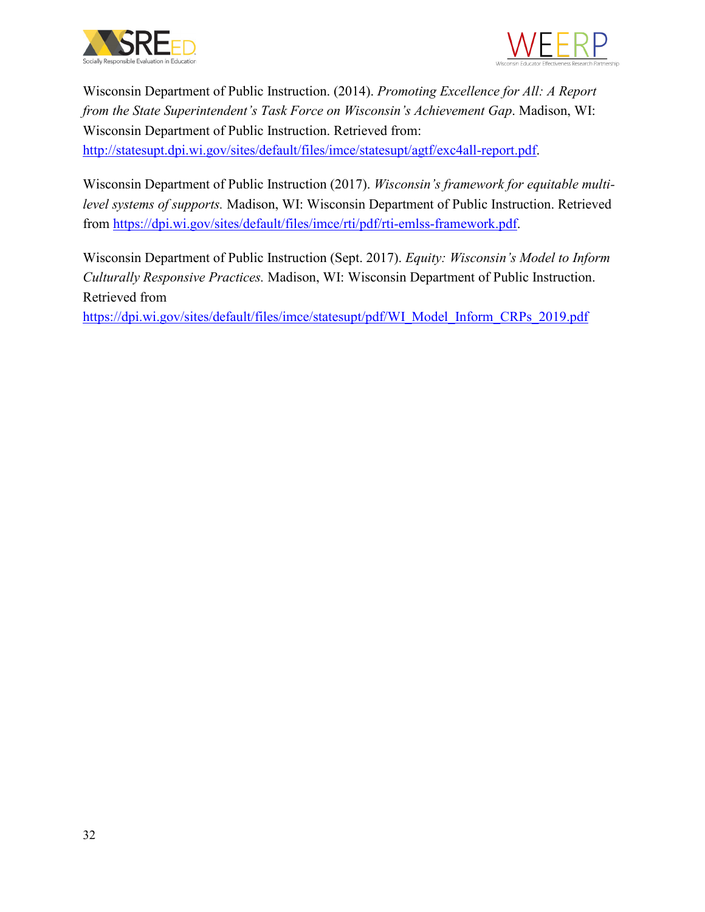Wisconsin Department of Public Instruction. (2014). *Promoting Excellence for All: A Report from the State Superintendent's Task Force on Wisconsin's Achievement Gap*. Madison, WI: Wisconsin Department of Public Instruction. Retrieved from: http://statesupt.dpi.wi.gov/sites/default/files/imce/statesupt/agtf/exc4all-report.pdf.

Wisconsin Department of Public Instruction (2017). *Wisconsin's framework for equitable multi-level systems of supports.* Madison, WI: Wisconsin Department of Public Instruction. Retrieved from https://dpi.wi.gov/sites/default/files/imce/rti/pdf/rti-emlss-framework.pdf.

Wisconsin Department of Public Instruction (Sept. 2017). *Equity: Wisconsin's Model to Inform Culturally Responsive Practices.* Madison, WI: Wisconsin Department of Public Instruction. Retrieved from https://dpi.wi.gov/sites/default/files/imce/statesupt/pdf/WI_Model_Inform_CRPs_2019.pdf